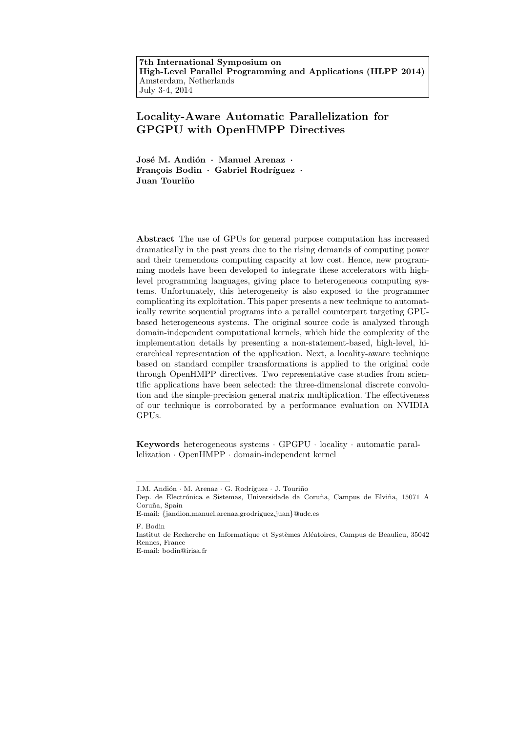**7th International Symposium on**
**High-Level Parallel Programming and Applications (HLPP 2014)**
Amsterdam, Netherlands
July 3-4, 2014

# Locality-Aware Automatic Parallelization for GPGPU with OpenHMPP Directives

**José M. Andión · Manuel Arenaz · François Bodin · Gabriel Rodríguez · Juan Touriño**

**Abstract** The use of GPUs for general purpose computation has increased dramatically in the past years due to the rising demands of computing power and their tremendous computing capacity at low cost. Hence, new programming models have been developed to integrate these accelerators with high-level programming languages, giving place to heterogeneous computing systems. Unfortunately, this heterogeneity is also exposed to the programmer complicating its exploitation. This paper presents a new technique to automatically rewrite sequential programs into a parallel counterpart targeting GPU-based heterogeneous systems. The original source code is analyzed through domain-independent computational kernels, which hide the complexity of the implementation details by presenting a non-statement-based, high-level, hierarchical representation of the application. Next, a locality-aware technique based on standard compiler transformations is applied to the original code through OpenHMPP directives. Two representative case studies from scientific applications have been selected: the three-dimensional discrete convolution and the simple-precision general matrix multiplication. The effectiveness of our technique is corroborated by a performance evaluation on NVIDIA GPUs.

**Keywords** heterogeneous systems · GPGPU · locality · automatic parallelization · OpenHMPP · domain-independent kernel

---

J.M. Andión · M. Arenaz · G. Rodríguez · J. Touriño
Dep. de Electrónica e Sistemas, Universidade da Coruña, Campus de Elviña, 15071 A Coruña, Spain
E-mail: {jandion,manuel.arenaz,grodriguez,juan}@udc.es

F. Bodin
Institut de Recherche en Informatique et Systèmes Aléatoires, Campus de Beaulieu, 35042 Rennes, France
E-mail: bodin@irisa.fr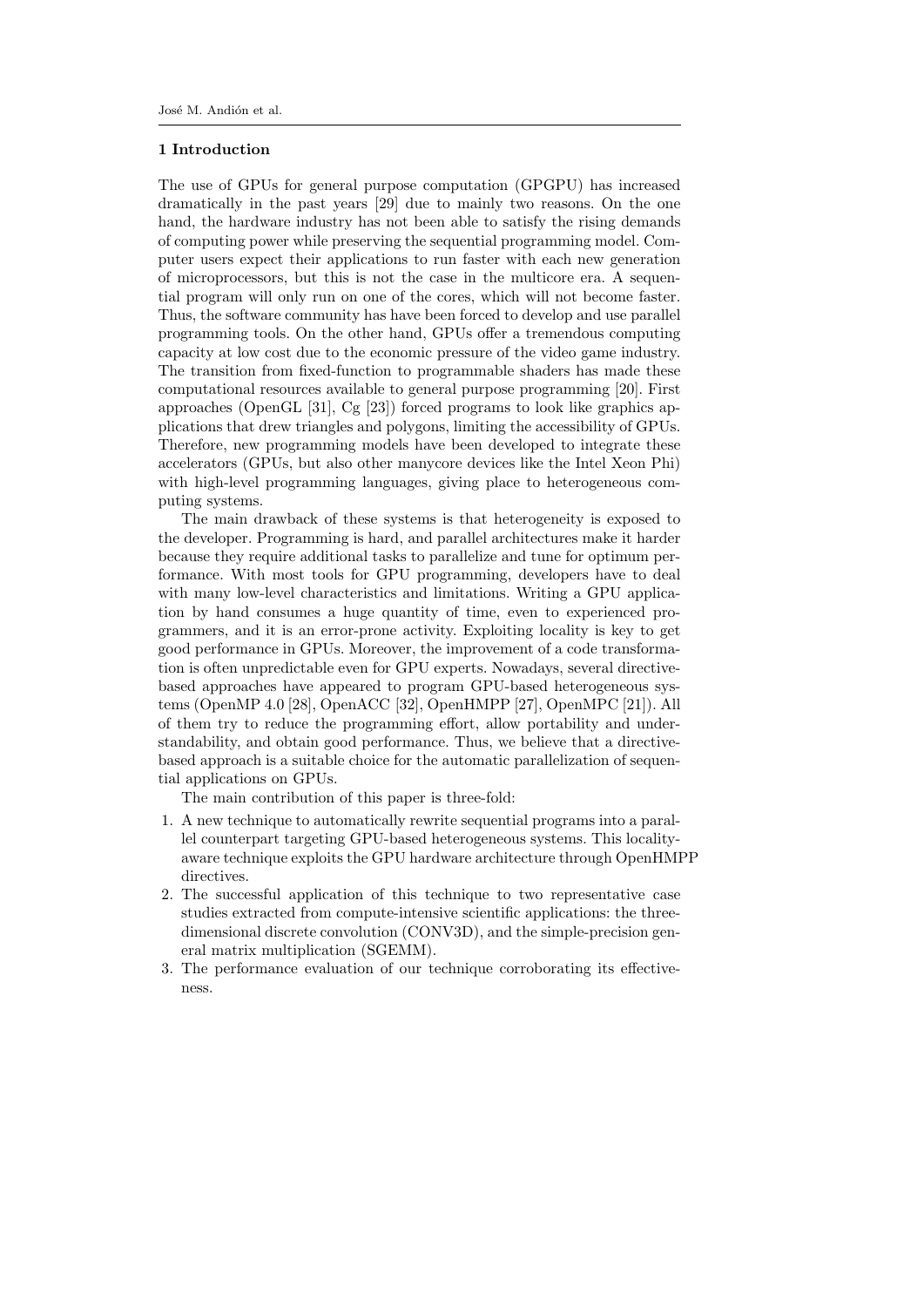## 1 Introduction

The use of GPUs for general purpose computation (GPGPU) has increased dramatically in the past years [29] due to mainly two reasons. On the one hand, the hardware industry has not been able to satisfy the rising demands of computing power while preserving the sequential programming model. Computer users expect their applications to run faster with each new generation of microprocessors, but this is not the case in the multicore era. A sequential program will only run on one of the cores, which will not become faster. Thus, the software community has have been forced to develop and use parallel programming tools. On the other hand, GPUs offer a tremendous computing capacity at low cost due to the economic pressure of the video game industry. The transition from fixed-function to programmable shaders has made these computational resources available to general purpose programming [20]. First approaches (OpenGL [31], Cg [23]) forced programs to look like graphics applications that drew triangles and polygons, limiting the accessibility of GPUs. Therefore, new programming models have been developed to integrate these accelerators (GPUs, but also other manycore devices like the Intel Xeon Phi) with high-level programming languages, giving place to heterogeneous computing systems.

The main drawback of these systems is that heterogeneity is exposed to the developer. Programming is hard, and parallel architectures make it harder because they require additional tasks to parallelize and tune for optimum performance. With most tools for GPU programming, developers have to deal with many low-level characteristics and limitations. Writing a GPU application by hand consumes a huge quantity of time, even to experienced programmers, and it is an error-prone activity. Exploiting locality is key to get good performance in GPUs. Moreover, the improvement of a code transformation is often unpredictable even for GPU experts. Nowadays, several directive-based approaches have appeared to program GPU-based heterogeneous systems (OpenMP 4.0 [28], OpenACC [32], OpenHMPP [27], OpenMPC [21]). All of them try to reduce the programming effort, allow portability and understandability, and obtain good performance. Thus, we believe that a directive-based approach is a suitable choice for the automatic parallelization of sequential applications on GPUs.

The main contribution of this paper is three-fold:

1. A new technique to automatically rewrite sequential programs into a parallel counterpart targeting GPU-based heterogeneous systems. This locality-aware technique exploits the GPU hardware architecture through OpenHMPP directives.
2. The successful application of this technique to two representative case studies extracted from compute-intensive scientific applications: the three-dimensional discrete convolution (CONV3D), and the simple-precision general matrix multiplication (SGEMM).
3. The performance evaluation of our technique corroborating its effectiveness.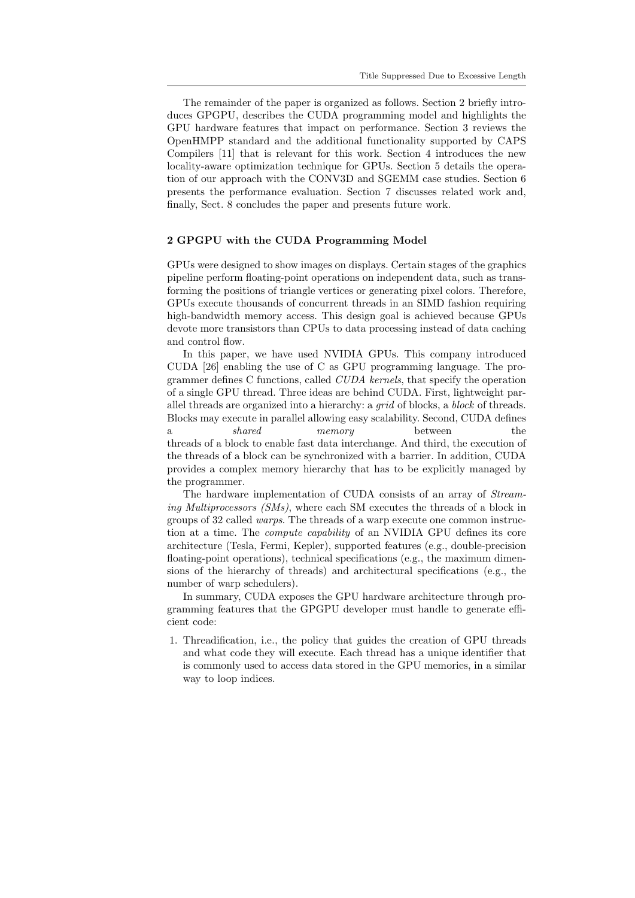The remainder of the paper is organized as follows. Section 2 briefly introduces GPGPU, describes the CUDA programming model and highlights the GPU hardware features that impact on performance. Section 3 reviews the OpenHMPP standard and the additional functionality supported by CAPS Compilers [11] that is relevant for this work. Section 4 introduces the new locality-aware optimization technique for GPUs. Section 5 details the operation of our approach with the CONV3D and SGEMM case studies. Section 6 presents the performance evaluation. Section 7 discusses related work and, finally, Sect. 8 concludes the paper and presents future work.

## 2 GPGPU with the CUDA Programming Model

GPUs were designed to show images on displays. Certain stages of the graphics pipeline perform floating-point operations on independent data, such as transforming the positions of triangle vertices or generating pixel colors. Therefore, GPUs execute thousands of concurrent threads in an SIMD fashion requiring high-bandwidth memory access. This design goal is achieved because GPUs devote more transistors than CPUs to data processing instead of data caching and control flow.

In this paper, we have used NVIDIA GPUs. This company introduced CUDA [26] enabling the use of C as GPU programming language. The programmer defines C functions, called *CUDA kernels*, that specify the operation of a single GPU thread. Three ideas are behind CUDA. First, lightweight parallel threads are organized into a hierarchy: a *grid* of blocks, a *block* of threads. Blocks may execute in parallel allowing easy scalability. Second, CUDA defines a *shared memory* between the threads of a block to enable fast data interchange. And third, the execution of the threads of a block can be synchronized with a barrier. In addition, CUDA provides a complex memory hierarchy that has to be explicitly managed by the programmer.

The hardware implementation of CUDA consists of an array of *Streaming Multiprocessors (SMs)*, where each SM executes the threads of a block in groups of 32 called *warps*. The threads of a warp execute one common instruction at a time. The *compute capability* of an NVIDIA GPU defines its core architecture (Tesla, Fermi, Kepler), supported features (e.g., double-precision floating-point operations), technical specifications (e.g., the maximum dimensions of the hierarchy of threads) and architectural specifications (e.g., the number of warp schedulers).

In summary, CUDA exposes the GPU hardware architecture through programming features that the GPGPU developer must handle to generate efficient code:

1. Threadification, i.e., the policy that guides the creation of GPU threads and what code they will execute. Each thread has a unique identifier that is commonly used to access data stored in the GPU memories, in a similar way to loop indices.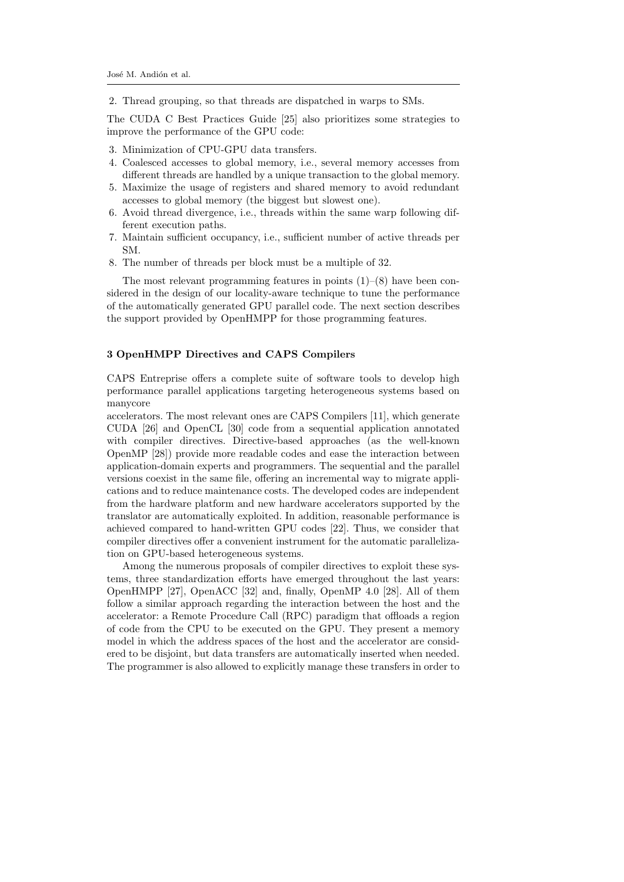2. Thread grouping, so that threads are dispatched in warps to SMs.

The CUDA C Best Practices Guide [25] also prioritizes some strategies to improve the performance of the GPU code:

3. Minimization of CPU-GPU data transfers.
4. Coalesced accesses to global memory, i.e., several memory accesses from different threads are handled by a unique transaction to the global memory.
5. Maximize the usage of registers and shared memory to avoid redundant accesses to global memory (the biggest but slowest one).
6. Avoid thread divergence, i.e., threads within the same warp following different execution paths.
7. Maintain sufficient occupancy, i.e., sufficient number of active threads per SM.
8. The number of threads per block must be a multiple of 32.

The most relevant programming features in points (1)–(8) have been considered in the design of our locality-aware technique to tune the performance of the automatically generated GPU parallel code. The next section describes the support provided by OpenHMPP for those programming features.

## 3 OpenHMPP Directives and CAPS Compilers

CAPS Entreprise offers a complete suite of software tools to develop high performance parallel applications targeting heterogeneous systems based on manycore accelerators. The most relevant ones are CAPS Compilers [11], which generate CUDA [26] and OpenCL [30] code from a sequential application annotated with compiler directives. Directive-based approaches (as the well-known OpenMP [28]) provide more readable codes and ease the interaction between application-domain experts and programmers. The sequential and the parallel versions coexist in the same file, offering an incremental way to migrate applications and to reduce maintenance costs. The developed codes are independent from the hardware platform and new hardware accelerators supported by the translator are automatically exploited. In addition, reasonable performance is achieved compared to hand-written GPU codes [22]. Thus, we consider that compiler directives offer a convenient instrument for the automatic parallelization on GPU-based heterogeneous systems.

Among the numerous proposals of compiler directives to exploit these systems, three standardization efforts have emerged throughout the last years: OpenHMPP [27], OpenACC [32] and, finally, OpenMP 4.0 [28]. All of them follow a similar approach regarding the interaction between the host and the accelerator: a Remote Procedure Call (RPC) paradigm that offloads a region of code from the CPU to be executed on the GPU. They present a memory model in which the address spaces of the host and the accelerator are considered to be disjoint, but data transfers are automatically inserted when needed. The programmer is also allowed to explicitly manage these transfers in order to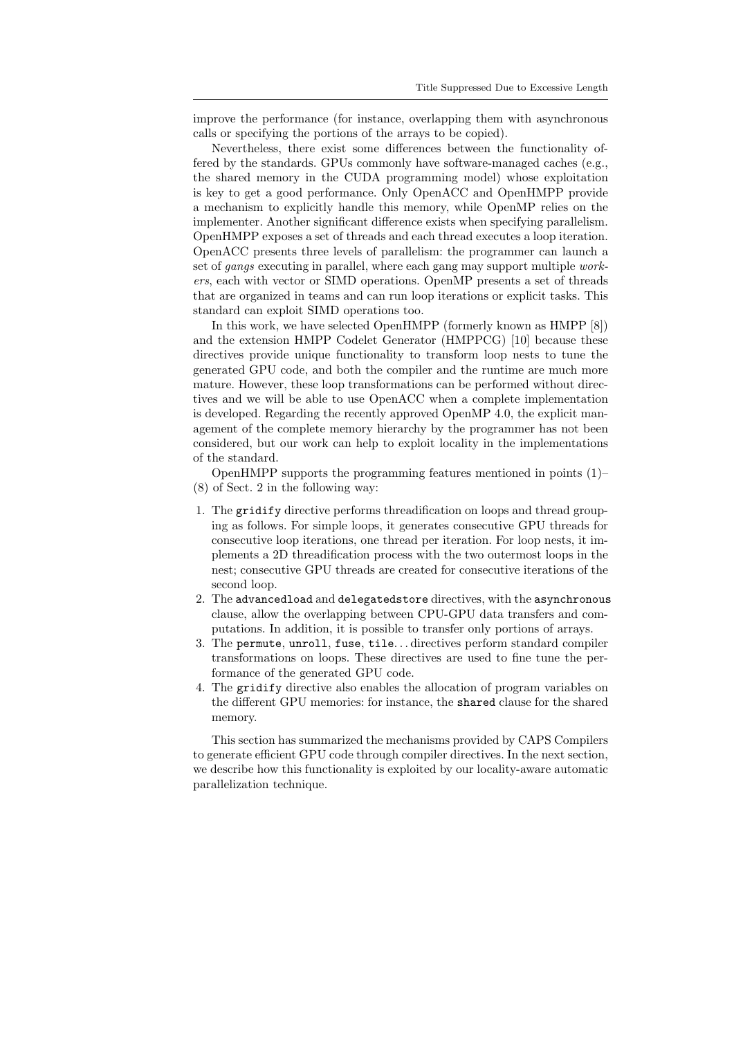improve the performance (for instance, overlapping them with asynchronous calls or specifying the portions of the arrays to be copied).

Nevertheless, there exist some differences between the functionality offered by the standards. GPUs commonly have software-managed caches (e.g., the shared memory in the CUDA programming model) whose exploitation is key to get a good performance. Only OpenACC and OpenHMPP provide a mechanism to explicitly handle this memory, while OpenMP relies on the implementer. Another significant difference exists when specifying parallelism. OpenHMPP exposes a set of threads and each thread executes a loop iteration. OpenACC presents three levels of parallelism: the programmer can launch a set of *gangs* executing in parallel, where each gang may support multiple *workers*, each with vector or SIMD operations. OpenMP presents a set of threads that are organized in teams and can run loop iterations or explicit tasks. This standard can exploit SIMD operations too.

In this work, we have selected OpenHMPP (formerly known as HMPP [8]) and the extension HMPP Codelet Generator (HMPPCG) [10] because these directives provide unique functionality to transform loop nests to tune the generated GPU code, and both the compiler and the runtime are much more mature. However, these loop transformations can be performed without directives and we will be able to use OpenACC when a complete implementation is developed. Regarding the recently approved OpenMP 4.0, the explicit management of the complete memory hierarchy by the programmer has not been considered, but our work can help to exploit locality in the implementations of the standard.

OpenHMPP supports the programming features mentioned in points (1)–(8) of Sect. 2 in the following way:

1. The `gridify` directive performs threadification on loops and thread grouping as follows. For simple loops, it generates consecutive GPU threads for consecutive loop iterations, one thread per iteration. For loop nests, it implements a 2D threadification process with the two outermost loops in the nest; consecutive GPU threads are created for consecutive iterations of the second loop.
2. The `advancedload` and `delegatedstore` directives, with the `asynchronous` clause, allow the overlapping between CPU-GPU data transfers and computations. In addition, it is possible to transfer only portions of arrays.
3. The `permute`, `unroll`, `fuse`, `tile`... directives perform standard compiler transformations on loops. These directives are used to fine tune the performance of the generated GPU code.
4. The `gridify` directive also enables the allocation of program variables on the different GPU memories: for instance, the `shared` clause for the shared memory.

This section has summarized the mechanisms provided by CAPS Compilers to generate efficient GPU code through compiler directives. In the next section, we describe how this functionality is exploited by our locality-aware automatic parallelization technique.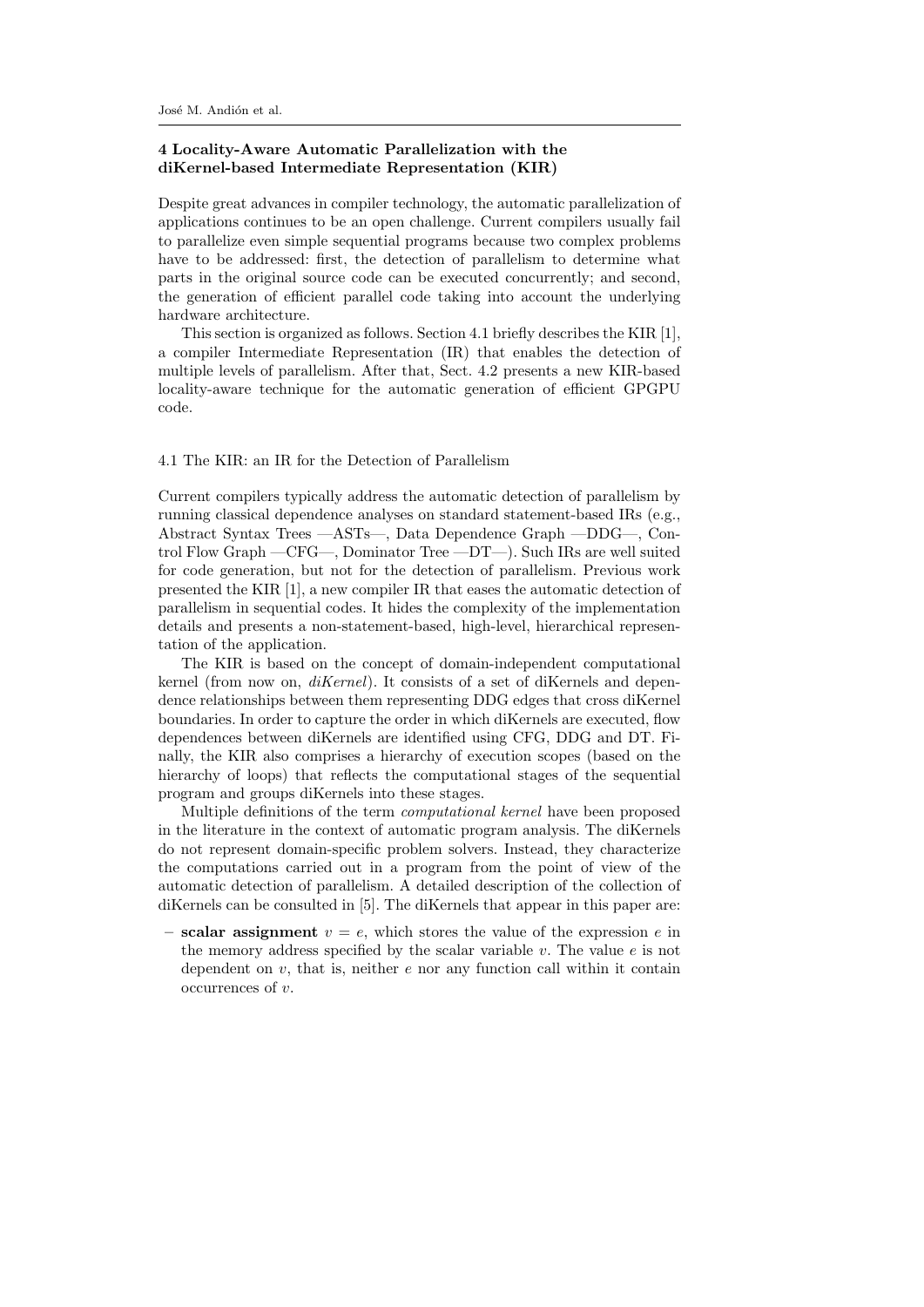## 4 Locality-Aware Automatic Parallelization with the diKernel-based Intermediate Representation (KIR)

Despite great advances in compiler technology, the automatic parallelization of applications continues to be an open challenge. Current compilers usually fail to parallelize even simple sequential programs because two complex problems have to be addressed: first, the detection of parallelism to determine what parts in the original source code can be executed concurrently; and second, the generation of efficient parallel code taking into account the underlying hardware architecture.

This section is organized as follows. Section 4.1 briefly describes the KIR [1], a compiler Intermediate Representation (IR) that enables the detection of multiple levels of parallelism. After that, Sect. 4.2 presents a new KIR-based locality-aware technique for the automatic generation of efficient GPGPU code.

### 4.1 The KIR: an IR for the Detection of Parallelism

Current compilers typically address the automatic detection of parallelism by running classical dependence analyses on standard statement-based IRs (e.g., Abstract Syntax Trees —ASTs—, Data Dependence Graph —DDG—, Control Flow Graph —CFG—, Dominator Tree —DT—). Such IRs are well suited for code generation, but not for the detection of parallelism. Previous work presented the KIR [1], a new compiler IR that eases the automatic detection of parallelism in sequential codes. It hides the complexity of the implementation details and presents a non-statement-based, high-level, hierarchical representation of the application.

The KIR is based on the concept of domain-independent computational kernel (from now on, *diKernel*). It consists of a set of diKernels and dependence relationships between them representing DDG edges that cross diKernel boundaries. In order to capture the order in which diKernels are executed, flow dependences between diKernels are identified using CFG, DDG and DT. Finally, the KIR also comprises a hierarchy of execution scopes (based on the hierarchy of loops) that reflects the computational stages of the sequential program and groups diKernels into these stages.

Multiple definitions of the term *computational kernel* have been proposed in the literature in the context of automatic program analysis. The diKernels do not represent domain-specific problem solvers. Instead, they characterize the computations carried out in a program from the point of view of the automatic detection of parallelism. A detailed description of the collection of diKernels can be consulted in [5]. The diKernels that appear in this paper are:

- **scalar assignment** $v = e$, which stores the value of the expression $e$ in the memory address specified by the scalar variable $v$. The value $e$ is not dependent on $v$, that is, neither $e$ nor any function call within it contain occurrences of $v$.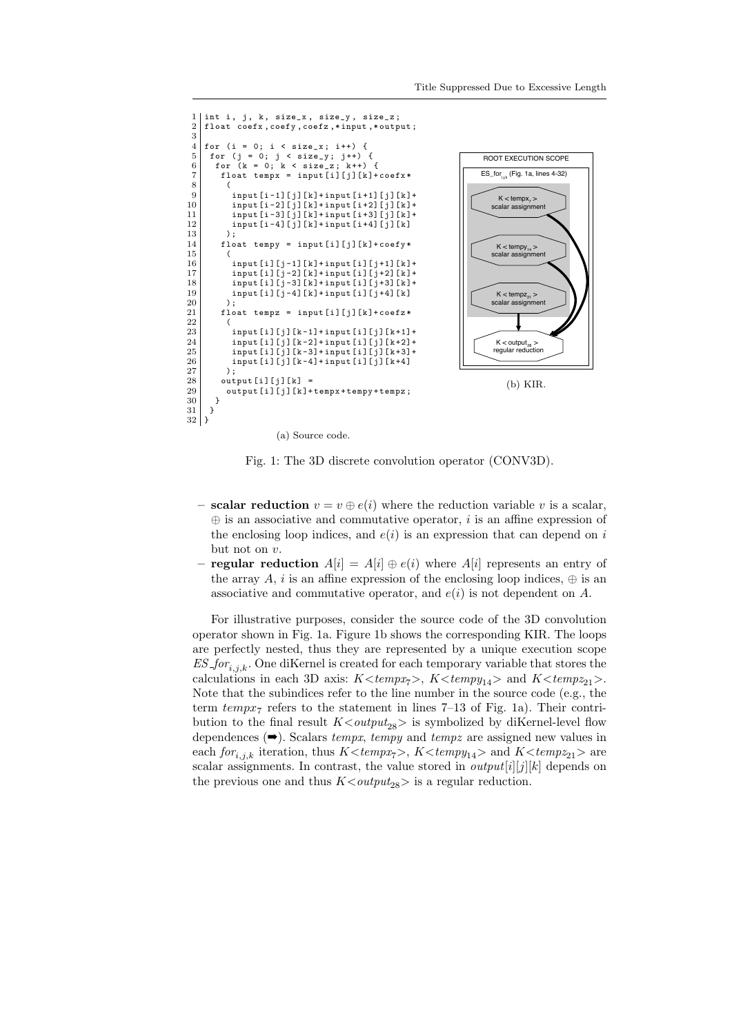```
 1  int i, j, k, size_x, size_y, size_z;
 2  float coefx,coefy,coefz,*input,*output;
 3
 4  for (i = 0; i < size_x; i++) {
 5   for (j = 0; j < size_y; j++) {
 6    for (k = 0; k < size_z; k++) {
 7     float tempx = input[i][j][k]+coefx*
 8      (
 9       input[i-1][j][k]+input[i+1][j][k]+
10       input[i-2][j][k]+input[i+2][j][k]+
11       input[i-3][j][k]+input[i+3][j][k]+
12       input[i-4][j][k]+input[i+4][j][k]
13      );
14     float tempy = input[i][j][k]+coefy*
15      (
16       input[i][j-1][k]+input[i][j+1][k]+
17       input[i][j-2][k]+input[i][j+2][k]+
18       input[i][j-3][k]+input[i][j+3][k]+
19       input[i][j-4][k]+input[i][j+4][k]
20      );
21     float tempz = input[i][j][k]+coefz*
22      (
23       input[i][j][k-1]+input[i][j][k+1]+
24       input[i][j][k-2]+input[i][j][k+2]+
25       input[i][j][k-3]+input[i][j][k+3]+
26       input[i][j][k-4]+input[i][j][k+4]
27      );
28     output[i][j][k] =
29      output[i][j][k]+tempx+tempy+tempz;
30    }
31   }
32  }
```

(a) Source code.

ROOT EXECUTION SCOPE

$ES\_for_{i,j,k}$ (Fig. 1a, lines 4-32)

$K < tempx_7 >$ scalar assignment

$K < tempy_{14} >$ scalar assignment

$K < tempz_{21} >$ scalar assignment

$K < output_{28} >$ regular reduction

(b) KIR.

Fig. 1: The 3D discrete convolution operator (CONV3D).

- **scalar reduction** $v = v \oplus e(i)$ where the reduction variable $v$ is a scalar, $\oplus$ is an associative and commutative operator, $i$ is an affine expression of the enclosing loop indices, and $e(i)$ is an expression that can depend on $i$ but not on $v$.
- **regular reduction** $A[i] = A[i] \oplus e(i)$ where $A[i]$ represents an entry of the array $A$, $i$ is an affine expression of the enclosing loop indices, $\oplus$ is an associative and commutative operator, and $e(i)$ is not dependent on $A$.

For illustrative purposes, consider the source code of the 3D convolution operator shown in Fig. 1a. Figure 1b shows the corresponding KIR. The loops are perfectly nested, thus they are represented by a unique execution scope $ES\_for_{i,j,k}$. One diKernel is created for each temporary variable that stores the calculations in each 3D axis: $K{<}tempx_7{>}$, $K{<}tempy_{14}{>}$ and $K{<}tempz_{21}{>}$. Note that the subindices refer to the line number in the source code (e.g., the term $tempx_7$ refers to the statement in lines 7–13 of Fig. 1a). Their contribution to the final result $K{<}output_{28}{>}$ is symbolized by diKernel-level flow dependences (➡). Scalars *tempx*, *tempy* and *tempz* are assigned new values in each $for_{i,j,k}$ iteration, thus $K{<}tempx_7{>}$, $K{<}tempy_{14}{>}$ and $K{<}tempz_{21}{>}$ are scalar assignments. In contrast, the value stored in $output[i][j][k]$ depends on the previous one and thus $K{<}output_{28}{>}$ is a regular reduction.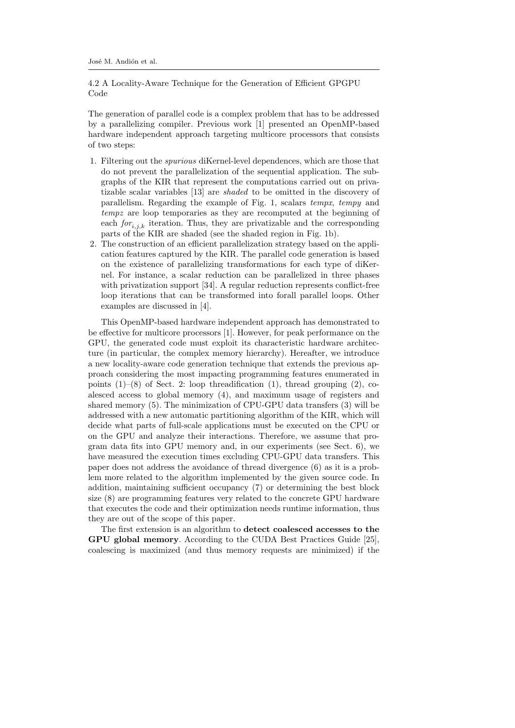### 4.2 A Locality-Aware Technique for the Generation of Efficient GPGPU Code

The generation of parallel code is a complex problem that has to be addressed by a parallelizing compiler. Previous work [1] presented an OpenMP-based hardware independent approach targeting multicore processors that consists of two steps:

1. Filtering out the *spurious* diKernel-level dependences, which are those that do not prevent the parallelization of the sequential application. The subgraphs of the KIR that represent the computations carried out on privatizable scalar variables [13] are *shaded* to be omitted in the discovery of parallelism. Regarding the example of Fig. 1, scalars *tempx*, *tempy* and *tempz* are loop temporaries as they are recomputed at the beginning of each $for_{i,j,k}$ iteration. Thus, they are privatizable and the corresponding parts of the KIR are shaded (see the shaded region in Fig. 1b).
2. The construction of an efficient parallelization strategy based on the application features captured by the KIR. The parallel code generation is based on the existence of parallelizing transformations for each type of diKernel. For instance, a scalar reduction can be parallelized in three phases with privatization support [34]. A regular reduction represents conflict-free loop iterations that can be transformed into forall parallel loops. Other examples are discussed in [4].

This OpenMP-based hardware independent approach has demonstrated to be effective for multicore processors [1]. However, for peak performance on the GPU, the generated code must exploit its characteristic hardware architecture (in particular, the complex memory hierarchy). Hereafter, we introduce a new locality-aware code generation technique that extends the previous approach considering the most impacting programming features enumerated in points (1)–(8) of Sect. 2: loop threadification (1), thread grouping (2), coalesced access to global memory (4), and maximum usage of registers and shared memory (5). The minimization of CPU-GPU data transfers (3) will be addressed with a new automatic partitioning algorithm of the KIR, which will decide what parts of full-scale applications must be executed on the CPU or on the GPU and analyze their interactions. Therefore, we assume that program data fits into GPU memory and, in our experiments (see Sect. 6), we have measured the execution times excluding CPU-GPU data transfers. This paper does not address the avoidance of thread divergence (6) as it is a problem more related to the algorithm implemented by the given source code. In addition, maintaining sufficient occupancy (7) or determining the best block size (8) are programming features very related to the concrete GPU hardware that executes the code and their optimization needs runtime information, thus they are out of the scope of this paper.

The first extension is an algorithm to **detect coalesced accesses to the GPU global memory**. According to the CUDA Best Practices Guide [25], coalescing is maximized (and thus memory requests are minimized) if the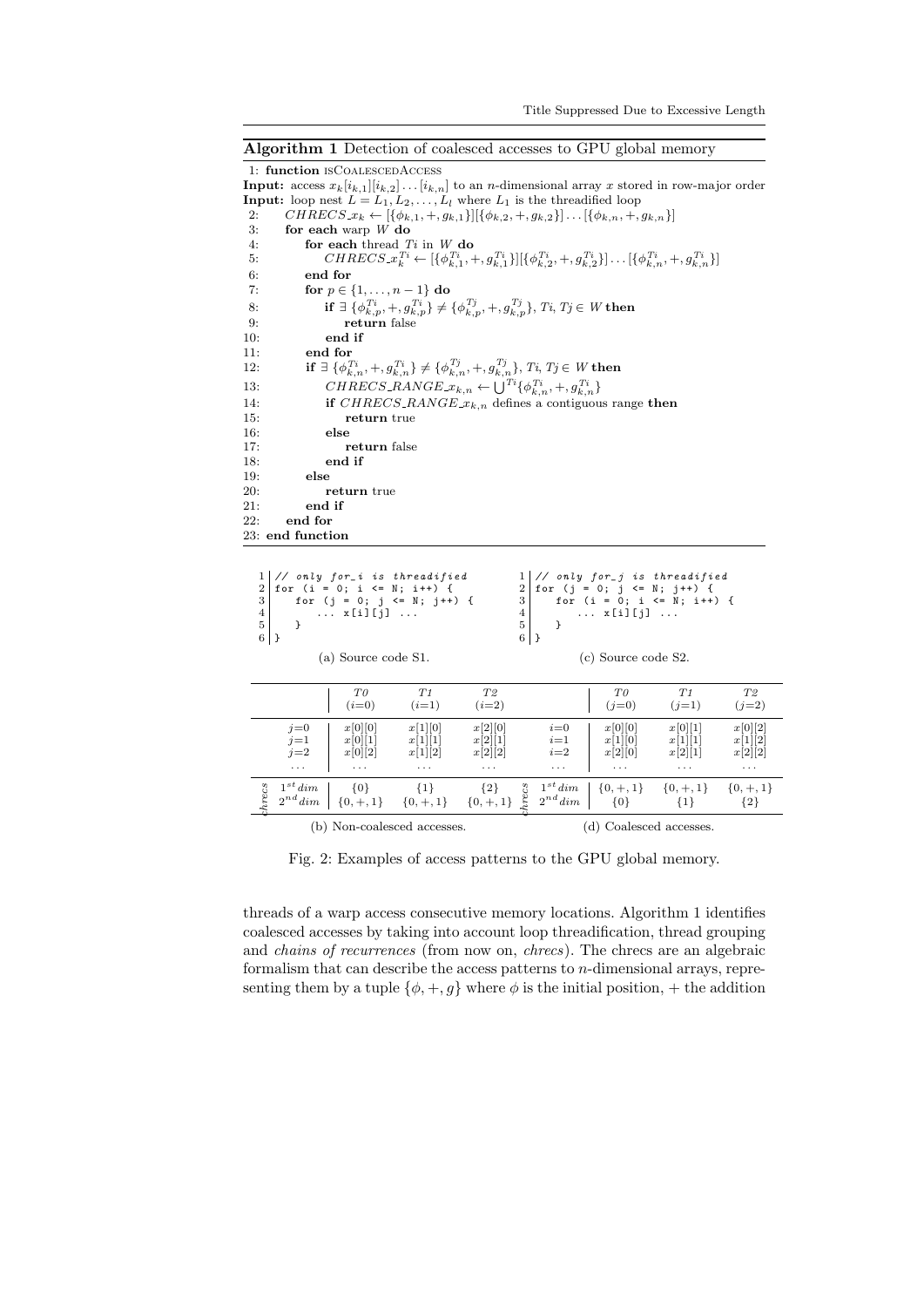**Algorithm 1** Detection of coalesced accesses to GPU global memory

1: **function** isCoalescedAccess

**Input:** access $x_k[i_{k,1}][i_{k,2}]\ldots[i_{k,n}]$ to an $n$-dimensional array $x$ stored in row-major order

**Input:** loop nest $L = L_1, L_2, \ldots, L_l$ where $L_1$ is the threadified loop

2: $\quad CHRECS\_x_k \leftarrow [\{\phi_{k,1},+,g_{k,1}\}][\{\phi_{k,2},+,g_{k,2}\}]\ldots[\{\phi_{k,n},+,g_{k,n}\}]$

3: $\quad$ **for each** warp $W$ **do**

4: $\quad\quad$ **for each** thread $Ti$ in $W$ **do**

5: $\quad\quad\quad CHRECS\_x_k^{Ti} \leftarrow [\{\phi_{k,1}^{Ti},+,g_{k,1}^{Ti}\}][\{\phi_{k,2}^{Ti},+,g_{k,2}^{Ti}\}]\ldots[\{\phi_{k,n}^{Ti},+,g_{k,n}^{Ti}\}]$

6: $\quad\quad$ **end for**

7: $\quad\quad$ **for** $p \in \{1,\ldots,n-1\}$ **do**

8: $\quad\quad\quad$ **if** $\exists\ \{\phi_{k,p}^{Ti},+,g_{k,p}^{Ti}\} \neq \{\phi_{k,p}^{Tj},+,g_{k,p}^{Tj}\}$, $Ti, Tj \in W$ **then**

9: $\quad\quad\quad\quad$ **return** false

10: $\quad\quad\quad$ **end if**

11: $\quad\quad$ **end for**

12: $\quad\quad$ **if** $\exists\ \{\phi_{k,n}^{Ti},+,g_{k,n}^{Ti}\} \neq \{\phi_{k,n}^{Tj},+,g_{k,n}^{Tj}\}$, $Ti, Tj \in W$ **then**

13: $\quad\quad\quad CHRECS\_RANGE\_x_{k,n} \leftarrow \bigcup^{Ti}\{\phi_{k,n}^{Ti},+,g_{k,n}^{Ti}\}$

14: $\quad\quad\quad$ **if** $CHRECS\_RANGE\_x_{k,n}$ defines a contiguous range **then**

15: $\quad\quad\quad\quad$ **return** true

16: $\quad\quad\quad$ **else**

17: $\quad\quad\quad\quad$ **return** false

18: $\quad\quad\quad$ **end if**

19: $\quad\quad$ **else**

20: $\quad\quad\quad$ **return** true

21: $\quad\quad$ **end if**

22: $\quad$ **end for**

23: **end function**

```
1 // only for_i is threadified
2 for (i = 0; i <= N; i++) {
3     for (j = 0; j <= N; j++) {
4         ... x[i][j] ...
5     }
6 }
```

(a) Source code S1.

```
1 // only for_j is threadified
2 for (j = 0; j <= N; j++) {
3     for (i = 0; i <= N; i++) {
4         ... x[i][j] ...
5     }
6 }
```

(c) Source code S2.

| | *T0* ($i$=0) | *T1* ($i$=1) | *T2* ($i$=2) |
|---|---|---|---|
| $j$=0 | $x[0][0]$ | $x[1][0]$ | $x[2][0]$ |
| $j$=1 | $x[0][1]$ | $x[1][1]$ | $x[2][1]$ |
| $j$=2 | $x[0][2]$ | $x[1][2]$ | $x[2][2]$ |
| ... | ... | ... | ... |
| *chrecs* $1^{st}dim$ | $\{0\}$ | $\{1\}$ | $\{2\}$ |
| *chrecs* $2^{nd}dim$ | $\{0,+,1\}$ | $\{0,+,1\}$ | $\{0,+,1\}$ |

(b) Non-coalesced accesses.

| | *T0* ($j$=0) | *T1* ($j$=1) | *T2* ($j$=2) |
|---|---|---|---|
| $i$=0 | $x[0][0]$ | $x[0][1]$ | $x[0][2]$ |
| $i$=1 | $x[1][0]$ | $x[1][1]$ | $x[1][2]$ |
| $i$=2 | $x[2][0]$ | $x[2][1]$ | $x[2][2]$ |
| ... | ... | ... | ... |
| *chrecs* $1^{st}dim$ | $\{0,+,1\}$ | $\{0,+,1\}$ | $\{0,+,1\}$ |
| *chrecs* $2^{nd}dim$ | $\{0\}$ | $\{1\}$ | $\{2\}$ |

(d) Coalesced accesses.

Fig. 2: Examples of access patterns to the GPU global memory.

threads of a warp access consecutive memory locations. Algorithm 1 identifies coalesced accesses by taking into account loop threadification, thread grouping and *chains of recurrences* (from now on, *chrecs*). The chrecs are an algebraic formalism that can describe the access patterns to $n$-dimensional arrays, representing them by a tuple $\{\phi,+,g\}$ where $\phi$ is the initial position, $+$ the addition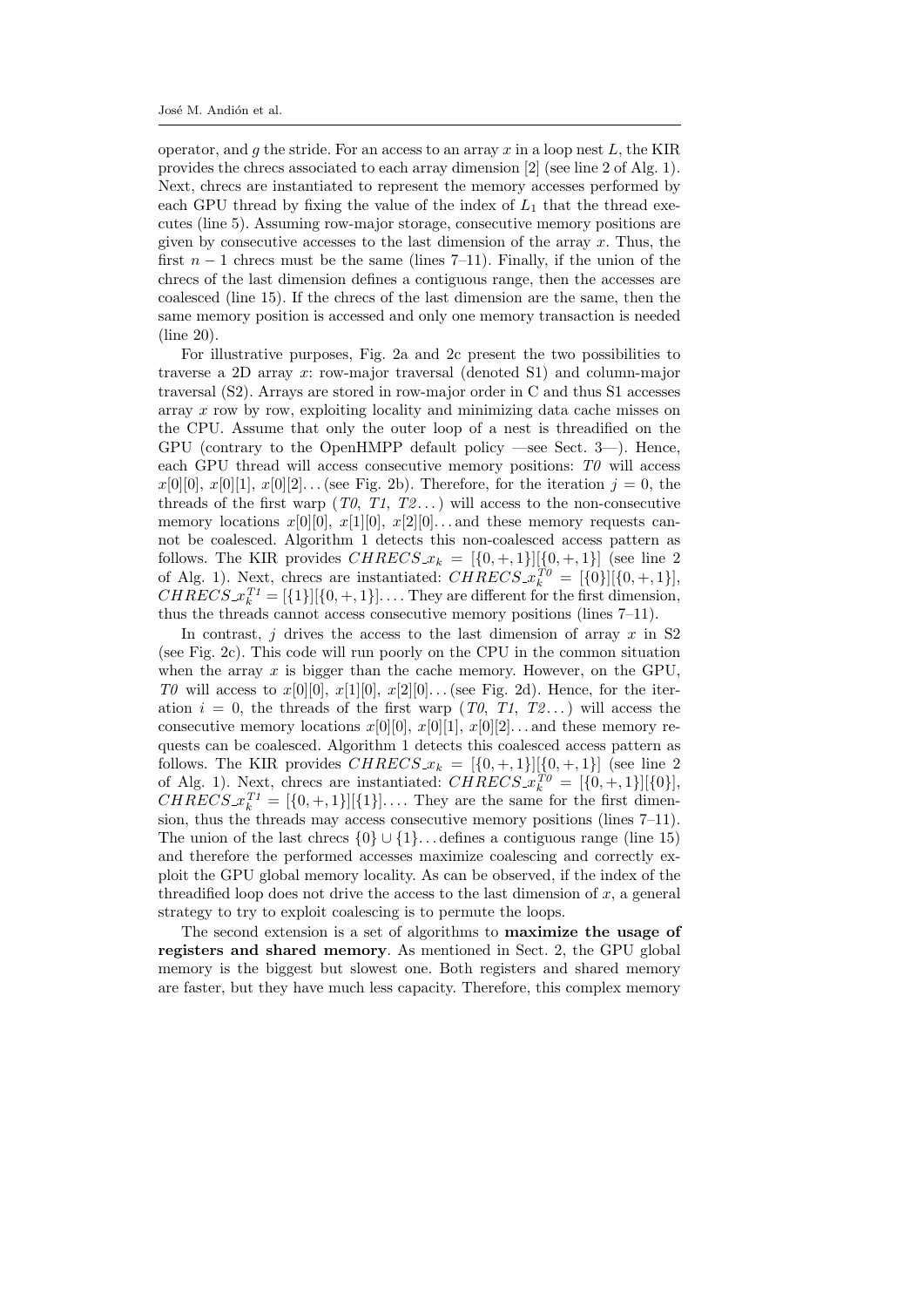operator, and $g$ the stride. For an access to an array $x$ in a loop nest $L$, the KIR provides the chrecs associated to each array dimension [2] (see line 2 of Alg. 1). Next, chrecs are instantiated to represent the memory accesses performed by each GPU thread by fixing the value of the index of $L_1$ that the thread executes (line 5). Assuming row-major storage, consecutive memory positions are given by consecutive accesses to the last dimension of the array $x$. Thus, the first $n-1$ chrecs must be the same (lines 7–11). Finally, if the union of the chrecs of the last dimension defines a contiguous range, then the accesses are coalesced (line 15). If the chrecs of the last dimension are the same, then the same memory position is accessed and only one memory transaction is needed (line 20).

For illustrative purposes, Fig. 2a and 2c present the two possibilities to traverse a 2D array $x$: row-major traversal (denoted S1) and column-major traversal (S2). Arrays are stored in row-major order in C and thus S1 accesses array $x$ row by row, exploiting locality and minimizing data cache misses on the CPU. Assume that only the outer loop of a nest is threadified on the GPU (contrary to the OpenHMPP default policy —see Sect. 3—). Hence, each GPU thread will access consecutive memory positions: *T0* will access $x[0][0]$, $x[0][1]$, $x[0][2]$... (see Fig. 2b). Therefore, for the iteration $j = 0$, the threads of the first warp (*T0*, *T1*, *T2*...) will access to the non-consecutive memory locations $x[0][0]$, $x[1][0]$, $x[2][0]$... and these memory requests cannot be coalesced. Algorithm 1 detects this non-coalesced access pattern as follows. The KIR provides $CHRECS\_x_k = [\{0,+,1\}][\{0,+,1\}]$ (see line 2 of Alg. 1). Next, chrecs are instantiated: $CHRECS\_x_k^{T0} = [\{0\}][\{0,+,1\}]$, $CHRECS\_x_k^{T1} = [\{1\}][\{0,+,1\}]$.... They are different for the first dimension, thus the threads cannot access consecutive memory positions (lines 7–11).

In contrast, $j$ drives the access to the last dimension of array $x$ in S2 (see Fig. 2c). This code will run poorly on the CPU in the common situation when the array $x$ is bigger than the cache memory. However, on the GPU, *T0* will access to $x[0][0]$, $x[1][0]$, $x[2][0]$... (see Fig. 2d). Hence, for the iteration $i = 0$, the threads of the first warp (*T0*, *T1*, *T2*...) will access the consecutive memory locations $x[0][0]$, $x[0][1]$, $x[0][2]$... and these memory requests can be coalesced. Algorithm 1 detects this coalesced access pattern as follows. The KIR provides $CHRECS\_x_k = [\{0,+,1\}][\{0,+,1\}]$ (see line 2 of Alg. 1). Next, chrecs are instantiated: $CHRECS\_x_k^{T0} = [\{0,+,1\}][\{0\}]$, $CHRECS\_x_k^{T1} = [\{0,+,1\}][\{1\}]$.... They are the same for the first dimension, thus the threads may access consecutive memory positions (lines 7–11). The union of the last chrecs $\{0\} \cup \{1\}$... defines a contiguous range (line 15) and therefore the performed accesses maximize coalescing and correctly exploit the GPU global memory locality. As can be observed, if the index of the threadified loop does not drive the access to the last dimension of $x$, a general strategy to try to exploit coalescing is to permute the loops.

The second extension is a set of algorithms to **maximize the usage of registers and shared memory**. As mentioned in Sect. 2, the GPU global memory is the biggest but slowest one. Both registers and shared memory are faster, but they have much less capacity. Therefore, this complex memory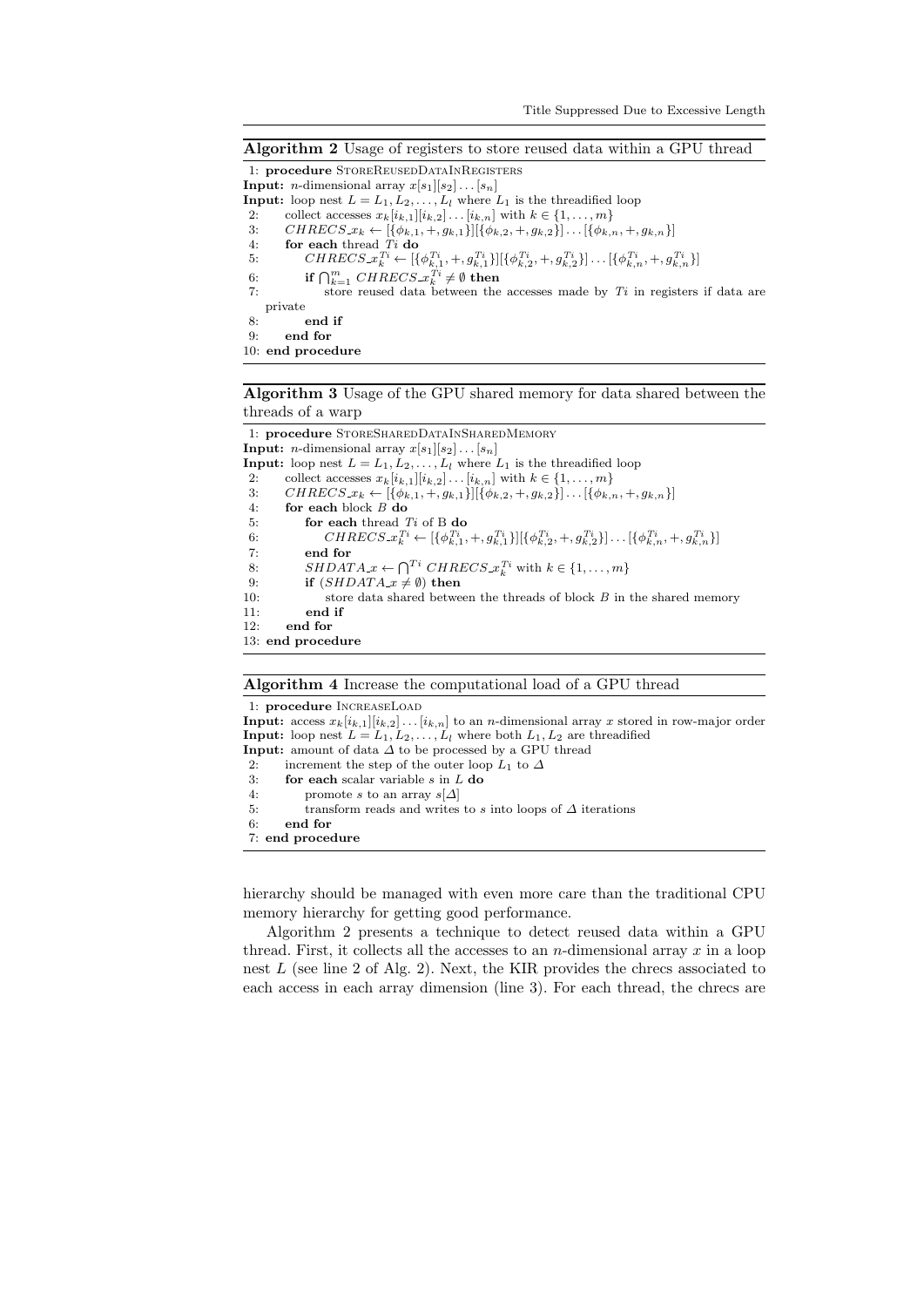**Algorithm 2** Usage of registers to store reused data within a GPU thread

```
1: procedure StoreReusedDataInRegisters
Input: n-dimensional array x[s_1][s_2]...[s_n]
Input: loop nest L = L_1, L_2, ..., L_l where L_1 is the threadified loop
2:     collect accesses x_k[i_{k,1}][i_{k,2}]...[i_{k,n}] with k ∈ {1,...,m}
3:     CHRECS_x_k ← [{φ_{k,1}, +, g_{k,1}}][{φ_{k,2}, +, g_{k,2}}]...[{φ_{k,n}, +, g_{k,n}}]
4:     for each thread Ti do
5:         CHRECS_x_k^{Ti} ← [{φ_{k,1}^{Ti}, +, g_{k,1}^{Ti}}][{φ_{k,2}^{Ti}, +, g_{k,2}^{Ti}}]...[{φ_{k,n}^{Ti}, +, g_{k,n}^{Ti}}]
6:         if ∩_{k=1}^{m} CHRECS_x_k^{Ti} ≠ ∅ then
7:             store reused data between the accesses made by Ti in registers if data are private
8:         end if
9:     end for
10: end procedure
```

**Algorithm 3** Usage of the GPU shared memory for data shared between the threads of a warp

```
1: procedure StoreSharedDataInSharedMemory
Input: n-dimensional array x[s_1][s_2]...[s_n]
Input: loop nest L = L_1, L_2, ..., L_l where L_1 is the threadified loop
2:     collect accesses x_k[i_{k,1}][i_{k,2}]...[i_{k,n}] with k ∈ {1,...,m}
3:     CHRECS_x_k ← [{φ_{k,1}, +, g_{k,1}}][{φ_{k,2}, +, g_{k,2}}]...[{φ_{k,n}, +, g_{k,n}}]
4:     for each block B do
5:         for each thread Ti of B do
6:             CHRECS_x_k^{Ti} ← [{φ_{k,1}^{Ti}, +, g_{k,1}^{Ti}}][{φ_{k,2}^{Ti}, +, g_{k,2}^{Ti}}]...[{φ_{k,n}^{Ti}, +, g_{k,n}^{Ti}}]
7:         end for
8:         SHDATA_x ← ∩^{Ti} CHRECS_x_k^{Ti} with k ∈ {1,...,m}
9:         if (SHDATA_x ≠ ∅) then
10:            store data shared between the threads of block B in the shared memory
11:        end if
12:    end for
13: end procedure
```

**Algorithm 4** Increase the computational load of a GPU thread

```
1: procedure IncreaseLoad
Input: access x_k[i_{k,1}][i_{k,2}]...[i_{k,n}] to an n-dimensional array x stored in row-major order
Input: loop nest L = L_1, L_2, ..., L_l where both L_1, L_2 are threadified
Input: amount of data Δ to be processed by a GPU thread
2:     increment the step of the outer loop L_1 to Δ
3:     for each scalar variable s in L do
4:         promote s to an array s[Δ]
5:         transform reads and writes to s into loops of Δ iterations
6:     end for
7: end procedure
```

hierarchy should be managed with even more care than the traditional CPU memory hierarchy for getting good performance.

Algorithm 2 presents a technique to detect reused data within a GPU thread. First, it collects all the accesses to an $n$-dimensional array $x$ in a loop nest $L$ (see line 2 of Alg. 2). Next, the KIR provides the chrecs associated to each access in each array dimension (line 3). For each thread, the chrecs are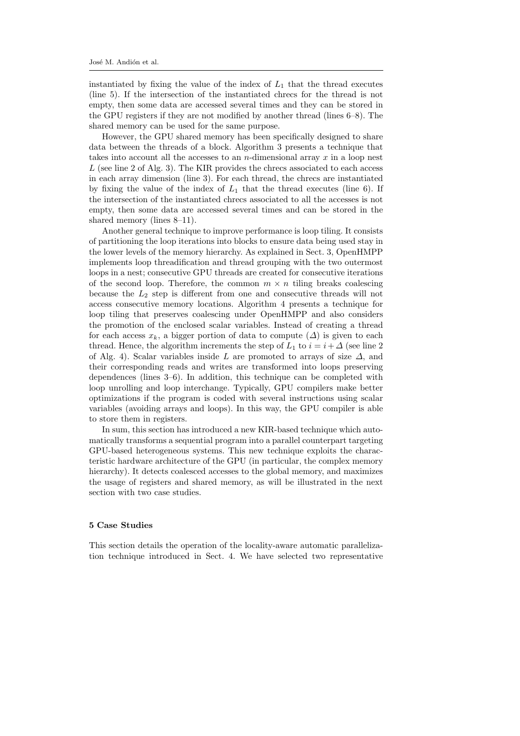instantiated by fixing the value of the index of $L_1$ that the thread executes (line 5). If the intersection of the instantiated chrecs for the thread is not empty, then some data are accessed several times and they can be stored in the GPU registers if they are not modified by another thread (lines 6–8). The shared memory can be used for the same purpose.

However, the GPU shared memory has been specifically designed to share data between the threads of a block. Algorithm 3 presents a technique that takes into account all the accesses to an $n$-dimensional array $x$ in a loop nest $L$ (see line 2 of Alg. 3). The KIR provides the chrecs associated to each access in each array dimension (line 3). For each thread, the chrecs are instantiated by fixing the value of the index of $L_1$ that the thread executes (line 6). If the intersection of the instantiated chrecs associated to all the accesses is not empty, then some data are accessed several times and can be stored in the shared memory (lines 8–11).

Another general technique to improve performance is loop tiling. It consists of partitioning the loop iterations into blocks to ensure data being used stay in the lower levels of the memory hierarchy. As explained in Sect. 3, OpenHMPP implements loop threadification and thread grouping with the two outermost loops in a nest; consecutive GPU threads are created for consecutive iterations of the second loop. Therefore, the common $m \times n$ tiling breaks coalescing because the $L_2$ step is different from one and consecutive threads will not access consecutive memory locations. Algorithm 4 presents a technique for loop tiling that preserves coalescing under OpenHMPP and also considers the promotion of the enclosed scalar variables. Instead of creating a thread for each access $x_k$, a bigger portion of data to compute ($\Delta$) is given to each thread. Hence, the algorithm increments the step of $L_1$ to $i = i + \Delta$ (see line 2 of Alg. 4). Scalar variables inside $L$ are promoted to arrays of size $\Delta$, and their corresponding reads and writes are transformed into loops preserving dependences (lines 3–6). In addition, this technique can be completed with loop unrolling and loop interchange. Typically, GPU compilers make better optimizations if the program is coded with several instructions using scalar variables (avoiding arrays and loops). In this way, the GPU compiler is able to store them in registers.

In sum, this section has introduced a new KIR-based technique which automatically transforms a sequential program into a parallel counterpart targeting GPU-based heterogeneous systems. This new technique exploits the characteristic hardware architecture of the GPU (in particular, the complex memory hierarchy). It detects coalesced accesses to the global memory, and maximizes the usage of registers and shared memory, as will be illustrated in the next section with two case studies.

## 5 Case Studies

This section details the operation of the locality-aware automatic parallelization technique introduced in Sect. 4. We have selected two representative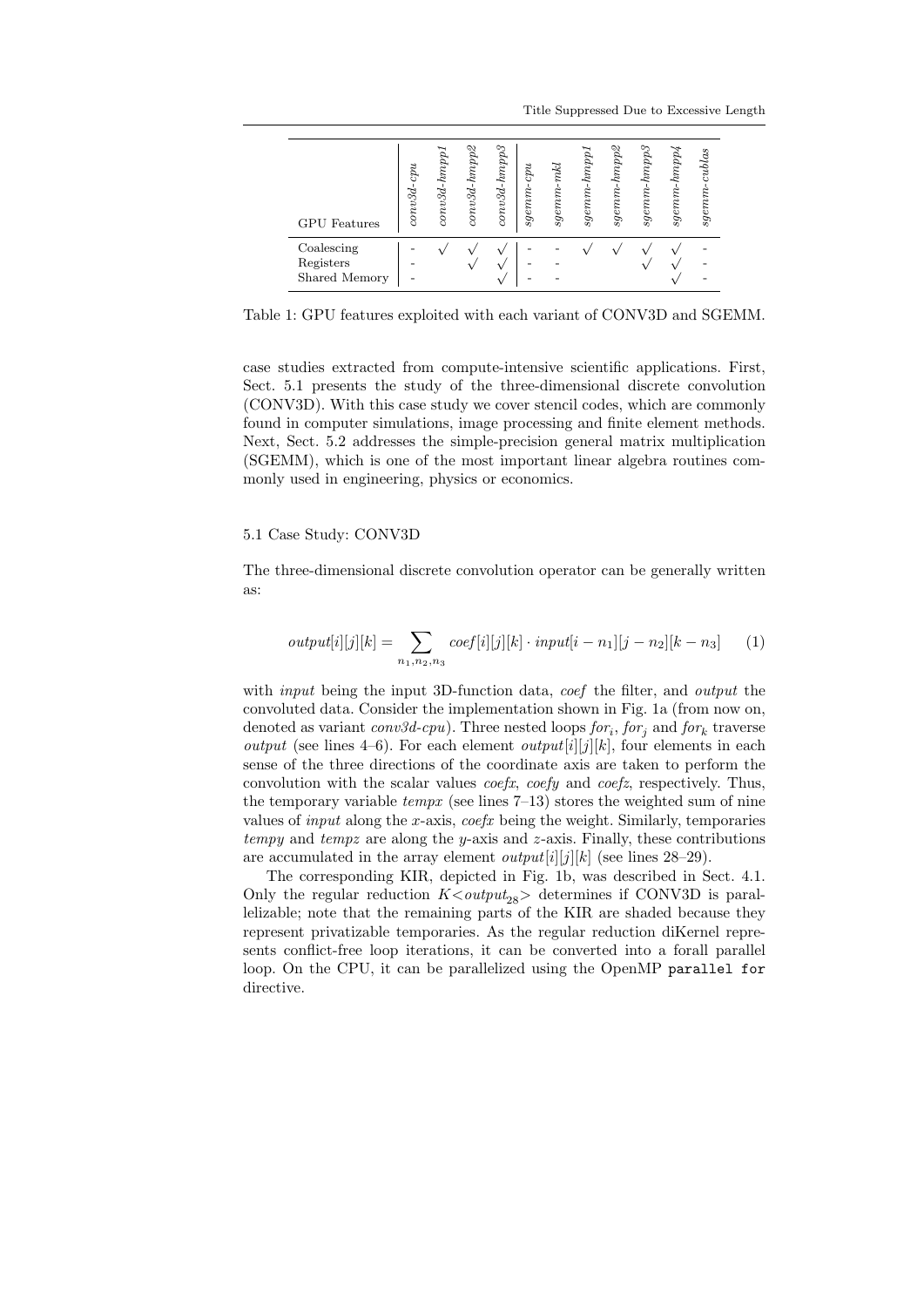| GPU Features | *conv3d-cpu* | *conv3d-hmpp1* | *conv3d-hmpp2* | *conv3d-hmpp3* | *sgemm-cpu* | *sgemm-mkl* | *sgemm-hmpp1* | *sgemm-hmpp2* | *sgemm-hmpp3* | *sgemm-hmpp4* | *sgemm-cublas* |
|---|---|---|---|---|---|---|---|---|---|---|---|
| Coalescing | - | √ | √ | √ | - | - | √ | √ | √ | √ | - |
| Registers | - | | √ | √ | - | - | | | √ | √ | - |
| Shared Memory | - | | | √ | - | - | | | | √ | - |

Table 1: GPU features exploited with each variant of CONV3D and SGEMM.

case studies extracted from compute-intensive scientific applications. First, Sect. 5.1 presents the study of the three-dimensional discrete convolution (CONV3D). With this case study we cover stencil codes, which are commonly found in computer simulations, image processing and finite element methods. Next, Sect. 5.2 addresses the simple-precision general matrix multiplication (SGEMM), which is one of the most important linear algebra routines commonly used in engineering, physics or economics.

### 5.1 Case Study: CONV3D

The three-dimensional discrete convolution operator can be generally written as:

$$output[i][j][k] = \sum_{n_1,n_2,n_3} coef[i][j][k] \cdot input[i-n_1][j-n_2][k-n_3] \qquad (1)$$

with *input* being the input 3D-function data, *coef* the filter, and *output* the convoluted data. Consider the implementation shown in Fig. 1a (from now on, denoted as variant *conv3d-cpu*). Three nested loops $for_i$, $for_j$ and $for_k$ traverse *output* (see lines 4–6). For each element $output[i][j][k]$, four elements in each sense of the three directions of the coordinate axis are taken to perform the convolution with the scalar values *coefx*, *coefy* and *coefz*, respectively. Thus, the temporary variable *tempx* (see lines 7–13) stores the weighted sum of nine values of *input* along the $x$-axis, *coefx* being the weight. Similarly, temporaries *tempy* and *tempz* are along the $y$-axis and $z$-axis. Finally, these contributions are accumulated in the array element $output[i][j][k]$ (see lines 28–29).

The corresponding KIR, depicted in Fig. 1b, was described in Sect. 4.1. Only the regular reduction $K{<}output_{28}{>}$ determines if CONV3D is parallelizable; note that the remaining parts of the KIR are shaded because they represent privatizable temporaries. As the regular reduction diKernel represents conflict-free loop iterations, it can be converted into a forall parallel loop. On the CPU, it can be parallelized using the OpenMP `parallel for` directive.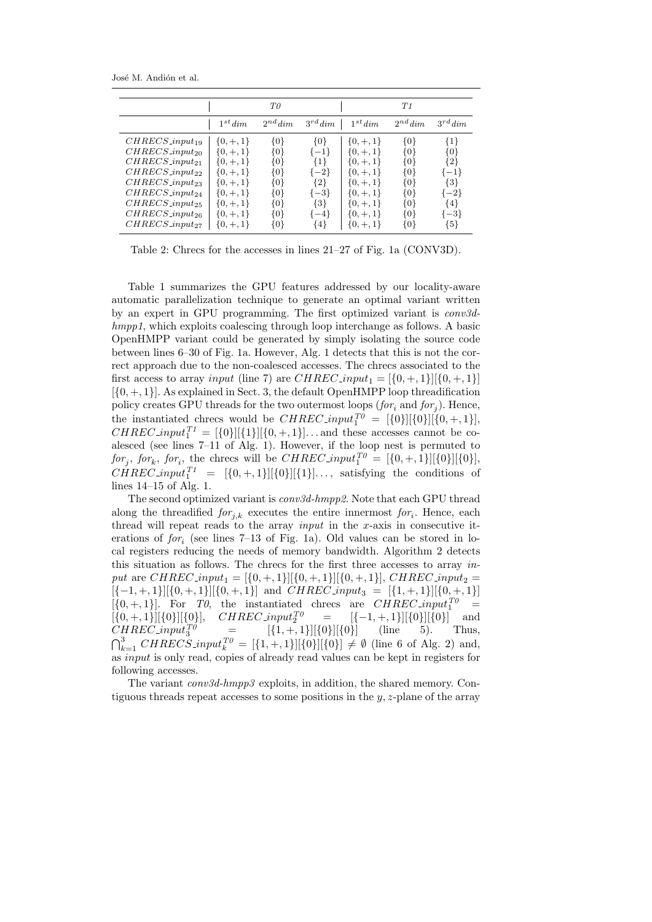| | T0 | | | T1 | | |
|---|---|---|---|---|---|---|
| | $1^{st} dim$ | $2^{nd} dim$ | $3^{rd} dim$ | $1^{st} dim$ | $2^{nd} dim$ | $3^{rd} dim$ |
| $CHRECS\_input_{19}$ | $\{0,+,1\}$ | $\{0\}$ | $\{0\}$ | $\{0,+,1\}$ | $\{0\}$ | $\{1\}$ |
| $CHRECS\_input_{20}$ | $\{0,+,1\}$ | $\{0\}$ | $\{-1\}$ | $\{0,+,1\}$ | $\{0\}$ | $\{0\}$ |
| $CHRECS\_input_{21}$ | $\{0,+,1\}$ | $\{0\}$ | $\{1\}$ | $\{0,+,1\}$ | $\{0\}$ | $\{2\}$ |
| $CHRECS\_input_{22}$ | $\{0,+,1\}$ | $\{0\}$ | $\{-2\}$ | $\{0,+,1\}$ | $\{0\}$ | $\{-1\}$ |
| $CHRECS\_input_{23}$ | $\{0,+,1\}$ | $\{0\}$ | $\{2\}$ | $\{0,+,1\}$ | $\{0\}$ | $\{3\}$ |
| $CHRECS\_input_{24}$ | $\{0,+,1\}$ | $\{0\}$ | $\{-3\}$ | $\{0,+,1\}$ | $\{0\}$ | $\{-2\}$ |
| $CHRECS\_input_{25}$ | $\{0,+,1\}$ | $\{0\}$ | $\{3\}$ | $\{0,+,1\}$ | $\{0\}$ | $\{4\}$ |
| $CHRECS\_input_{26}$ | $\{0,+,1\}$ | $\{0\}$ | $\{-4\}$ | $\{0,+,1\}$ | $\{0\}$ | $\{-3\}$ |
| $CHRECS\_input_{27}$ | $\{0,+,1\}$ | $\{0\}$ | $\{4\}$ | $\{0,+,1\}$ | $\{0\}$ | $\{5\}$ |

Table 2: Chrecs for the accesses in lines 21–27 of Fig. 1a (CONV3D).

Table 1 summarizes the GPU features addressed by our locality-aware automatic parallelization technique to generate an optimal variant written by an expert in GPU programming. The first optimized variant is *conv3d-hmpp1*, which exploits coalescing through loop interchange as follows. A basic OpenHMPP variant could be generated by simply isolating the source code between lines 6–30 of Fig. 1a. However, Alg. 1 detects that this is not the correct approach due to the non-coalesced accesses. The chrecs associated to the first access to array *input* (line 7) are $CHREC\_input_1 = [\{0,+,1\}][\{0,+,1\}][\{0,+,1\}]$. As explained in Sect. 3, the default OpenHMPP loop threadification policy creates GPU threads for the two outermost loops ($for_i$ and $for_j$). Hence, the instantiated chrecs would be $CHREC\_input_1^{T0} = [\{0\}][\{0\}][\{0,+,1\}]$, $CHREC\_input_1^{T1} = [\{0\}][\{1\}][\{0,+,1\}]\ldots$ and these accesses cannot be coalesced (see lines 7–11 of Alg. 1). However, if the loop nest is permuted to $for_j$, $for_k$, $for_i$, the chrecs will be $CHREC\_input_1^{T0} = [\{0,+,1\}][\{0\}][\{0\}]$, $CHREC\_input_1^{T1} = [\{0,+,1\}][\{0\}][\{1\}]\ldots$, satisfying the conditions of lines 14–15 of Alg. 1.

The second optimized variant is *conv3d-hmpp2*. Note that each GPU thread along the threadified $for_{j,k}$ executes the entire innermost $for_i$. Hence, each thread will repeat reads to the array *input* in the $x$-axis in consecutive iterations of $for_i$ (see lines 7–13 of Fig. 1a). Old values can be stored in local registers reducing the needs of memory bandwidth. Algorithm 2 detects this situation as follows. The chrecs for the first three accesses to array *input* are $CHREC\_input_1 = [\{0,+,1\}][\{0,+,1\}][\{0,+,1\}]$, $CHREC\_input_2 = [\{-1,+,1\}][\{0,+,1\}][\{0,+,1\}]$ and $CHREC\_input_3 = [\{1,+,1\}][\{0,+,1\}][\{0,+,1\}]$. For *T0*, the instantiated chrecs are $CHREC\_input_1^{T0} = [\{0,+,1\}][\{0\}][\{0\}]$, $CHREC\_input_2^{T0} = [\{-1,+,1\}][\{0\}][\{0\}]$ and $CHREC\_input_3^{T0} = [\{1,+,1\}][\{0\}][\{0\}]$ (line 5). Thus, $\bigcap_{k=1}^{3} CHRECS\_input_k^{T0} = [\{1,+,1\}][\{0\}][\{0\}] \neq \emptyset$ (line 6 of Alg. 2) and, as *input* is only read, copies of already read values can be kept in registers for following accesses.

The variant *conv3d-hmpp3* exploits, in addition, the shared memory. Contiguous threads repeat accesses to some positions in the $y,z$-plane of the array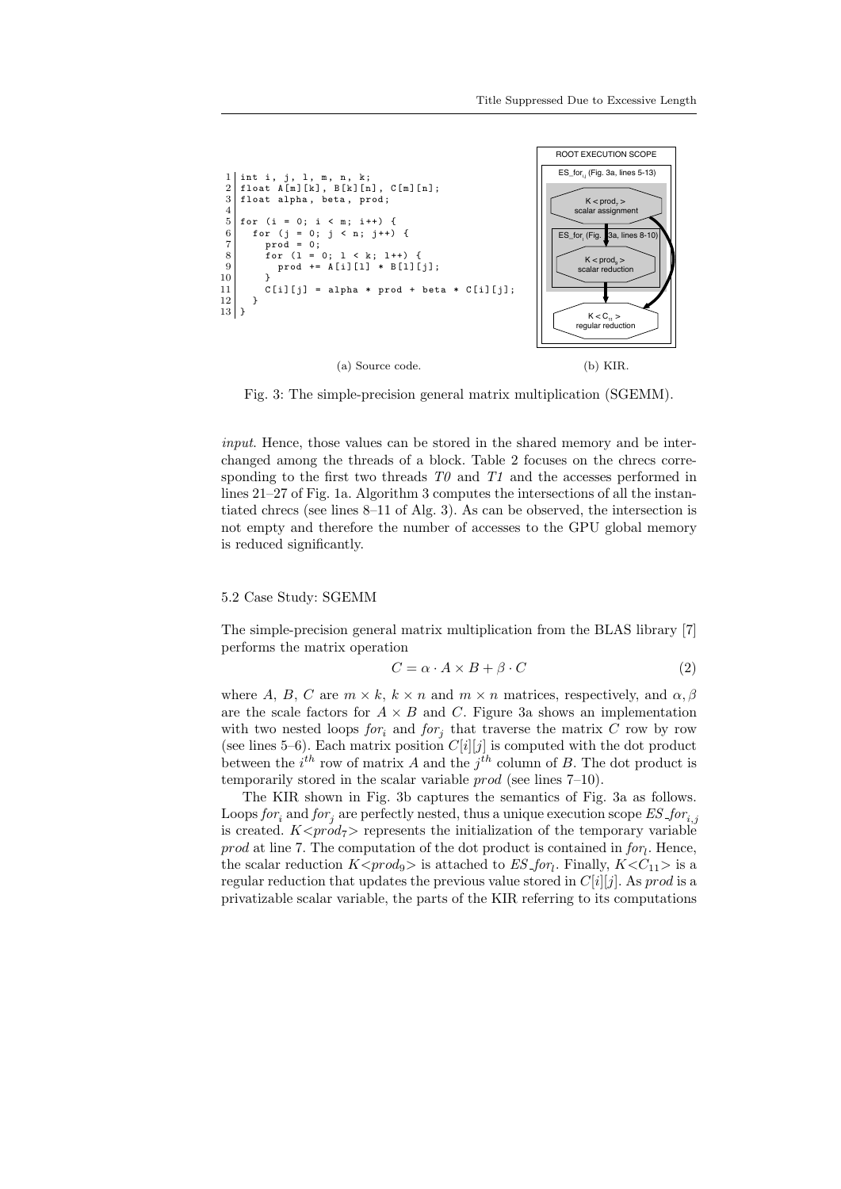```
 1  int i, j, l, m, n, k;
 2  float A[m][k], B[k][n], C[m][n];
 3  float alpha, beta, prod;
 4
 5  for (i = 0; i < m; i++) {
 6    for (j = 0; j < n; j++) {
 7      prod = 0;
 8      for (l = 0; l < k; l++) {
 9        prod += A[i][l] * B[l][j];
10      }
11      C[i][j] = alpha * prod + beta * C[i][j];
12    }
13  }
```

(a) Source code.

ROOT EXECUTION SCOPE

$ES\_for_{ij}$ (Fig. 3a, lines 5-13)

$K<prod_7>$ scalar assignment

$ES\_for_l$ (Fig. 3a, lines 8-10)

$K<prod_9>$ scalar reduction

$K<C_{11}>$ regular reduction

(b) KIR.

Fig. 3: The simple-precision general matrix multiplication (SGEMM).

*input*. Hence, those values can be stored in the shared memory and be interchanged among the threads of a block. Table 2 focuses on the chrecs corresponding to the first two threads *T0* and *T1* and the accesses performed in lines 21–27 of Fig. 1a. Algorithm 3 computes the intersections of all the instantiated chrecs (see lines 8–11 of Alg. 3). As can be observed, the intersection is not empty and therefore the number of accesses to the GPU global memory is reduced significantly.

### 5.2 Case Study: SGEMM

The simple-precision general matrix multiplication from the BLAS library [7] performs the matrix operation

$$C = \alpha \cdot A \times B + \beta \cdot C \tag{2}$$

where $A$, $B$, $C$ are $m \times k$, $k \times n$ and $m \times n$ matrices, respectively, and $\alpha, \beta$ are the scale factors for $A \times B$ and $C$. Figure 3a shows an implementation with two nested loops $for_i$ and $for_j$ that traverse the matrix $C$ row by row (see lines 5–6). Each matrix position $C[i][j]$ is computed with the dot product between the $i^{th}$ row of matrix $A$ and the $j^{th}$ column of $B$. The dot product is temporarily stored in the scalar variable *prod* (see lines 7–10).

The KIR shown in Fig. 3b captures the semantics of Fig. 3a as follows. Loops $for_i$ and $for_j$ are perfectly nested, thus a unique execution scope $ES\_for_{i,j}$ is created. $K<prod_7>$ represents the initialization of the temporary variable *prod* at line 7. The computation of the dot product is contained in $for_l$. Hence, the scalar reduction $K<prod_9>$ is attached to $ES\_for_l$. Finally, $K<C_{11}>$ is a regular reduction that updates the previous value stored in $C[i][j]$. As *prod* is a privatizable scalar variable, the parts of the KIR referring to its computations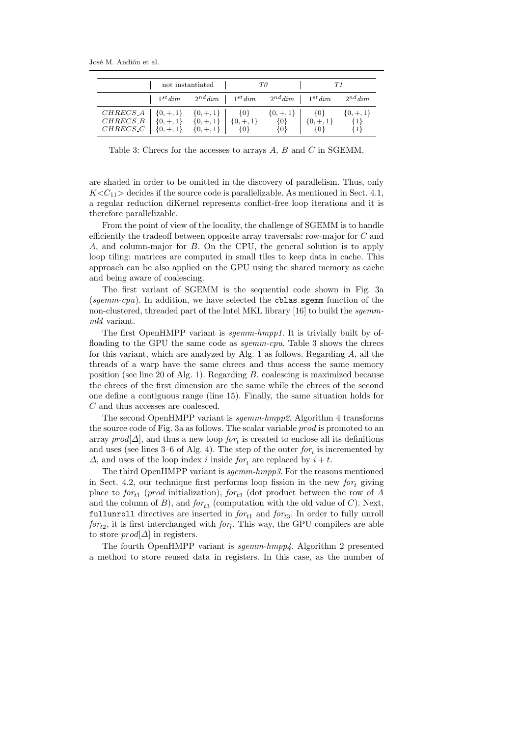| | not instantiated | | T0 | | T1 | |
|---|---|---|---|---|---|---|
| | $1^{st} dim$ | $2^{nd} dim$ | $1^{st} dim$ | $2^{nd} dim$ | $1^{st} dim$ | $2^{nd} dim$ |
| $CHRECS\_A$ | $\{0, +, 1\}$ | $\{0, +, 1\}$ | $\{0\}$ | $\{0, +, 1\}$ | $\{0\}$ | $\{0, +, 1\}$ |
| $CHRECS\_B$ | $\{0, +, 1\}$ | $\{0, +, 1\}$ | $\{0, +, 1\}$ | $\{0\}$ | $\{0, +, 1\}$ | $\{1\}$ |
| $CHRECS\_C$ | $\{0, +, 1\}$ | $\{0, +, 1\}$ | $\{0\}$ | $\{0\}$ | $\{0\}$ | $\{1\}$ |

Table 3: Chrecs for the accesses to arrays $A$, $B$ and $C$ in SGEMM.

are shaded in order to be omitted in the discovery of parallelism. Thus, only $K{<}C_{11}{>}$ decides if the source code is parallelizable. As mentioned in Sect. 4.1, a regular reduction diKernel represents conflict-free loop iterations and it is therefore parallelizable.

From the point of view of the locality, the challenge of SGEMM is to handle efficiently the tradeoff between opposite array traversals: row-major for $C$ and $A$, and column-major for $B$. On the CPU, the general solution is to apply loop tiling: matrices are computed in small tiles to keep data in cache. This approach can be also applied on the GPU using the shared memory as cache and being aware of coalescing.

The first variant of SGEMM is the sequential code shown in Fig. 3a (*sgemm-cpu*). In addition, we have selected the `cblas_sgemm` function of the non-clustered, threaded part of the Intel MKL library [16] to build the *sgemm-mkl* variant.

The first OpenHMPP variant is *sgemm-hmpp1*. It is trivially built by offloading to the GPU the same code as *sgemm-cpu*. Table 3 shows the chrecs for this variant, which are analyzed by Alg. 1 as follows. Regarding $A$, all the threads of a warp have the same chrecs and thus access the same memory position (see line 20 of Alg. 1). Regarding $B$, coalescing is maximized because the chrecs of the first dimension are the same while the chrecs of the second one define a contiguous range (line 15). Finally, the same situation holds for $C$ and thus accesses are coalesced.

The second OpenHMPP variant is *sgemm-hmpp2*. Algorithm 4 transforms the source code of Fig. 3a as follows. The scalar variable *prod* is promoted to an array $prod[\Delta]$, and thus a new loop $for_t$ is created to enclose all its definitions and uses (see lines 3–6 of Alg. 4). The step of the outer $for_i$ is incremented by $\Delta$, and uses of the loop index $i$ inside $for_t$ are replaced by $i + t$.

The third OpenHMPP variant is *sgemm-hmpp3*. For the reasons mentioned in Sect. 4.2, our technique first performs loop fission in the new $for_t$ giving place to $for_{t1}$ (*prod* initialization), $for_{t2}$ (dot product between the row of $A$ and the column of $B$), and $for_{t3}$ (computation with the old value of $C$). Next, `fullunroll` directives are inserted in $for_{t1}$ and $for_{t3}$. In order to fully unroll $for_{t2}$, it is first interchanged with $for_l$. This way, the GPU compilers are able to store $prod[\Delta]$ in registers.

The fourth OpenHMPP variant is *sgemm-hmpp4*. Algorithm 2 presented a method to store reused data in registers. In this case, as the number of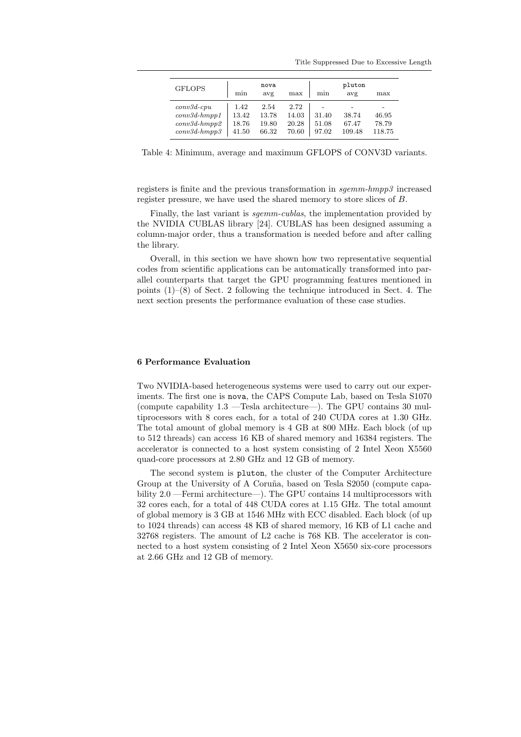| GFLOPS | nova | | | pluton | | |
|---|---|---|---|---|---|---|
| | min | avg | max | min | avg | max |
| *conv3d-cpu* | 1.42 | 2.54 | 2.72 | - | - | - |
| *conv3d-hmpp1* | 13.42 | 13.78 | 14.03 | 31.40 | 38.74 | 46.95 |
| *conv3d-hmpp2* | 18.76 | 19.80 | 20.28 | 51.08 | 67.47 | 78.79 |
| *conv3d-hmpp3* | 41.50 | 66.32 | 70.60 | 97.02 | 109.48 | 118.75 |

Table 4: Minimum, average and maximum GFLOPS of CONV3D variants.

registers is finite and the previous transformation in *sgemm-hmpp3* increased register pressure, we have used the shared memory to store slices of $B$.

Finally, the last variant is *sgemm-cublas*, the implementation provided by the NVIDIA CUBLAS library [24]. CUBLAS has been designed assuming a column-major order, thus a transformation is needed before and after calling the library.

Overall, in this section we have shown how two representative sequential codes from scientific applications can be automatically transformed into parallel counterparts that target the GPU programming features mentioned in points (1)–(8) of Sect. 2 following the technique introduced in Sect. 4. The next section presents the performance evaluation of these case studies.

## 6 Performance Evaluation

Two NVIDIA-based heterogeneous systems were used to carry out our experiments. The first one is `nova`, the CAPS Compute Lab, based on Tesla S1070 (compute capability 1.3 —Tesla architecture—). The GPU contains 30 multiprocessors with 8 cores each, for a total of 240 CUDA cores at 1.30 GHz. The total amount of global memory is 4 GB at 800 MHz. Each block (of up to 512 threads) can access 16 KB of shared memory and 16384 registers. The accelerator is connected to a host system consisting of 2 Intel Xeon X5560 quad-core processors at 2.80 GHz and 12 GB of memory.

The second system is `pluton`, the cluster of the Computer Architecture Group at the University of A Coruña, based on Tesla S2050 (compute capability 2.0 —Fermi architecture—). The GPU contains 14 multiprocessors with 32 cores each, for a total of 448 CUDA cores at 1.15 GHz. The total amount of global memory is 3 GB at 1546 MHz with ECC disabled. Each block (of up to 1024 threads) can access 48 KB of shared memory, 16 KB of L1 cache and 32768 registers. The amount of L2 cache is 768 KB. The accelerator is connected to a host system consisting of 2 Intel Xeon X5650 six-core processors at 2.66 GHz and 12 GB of memory.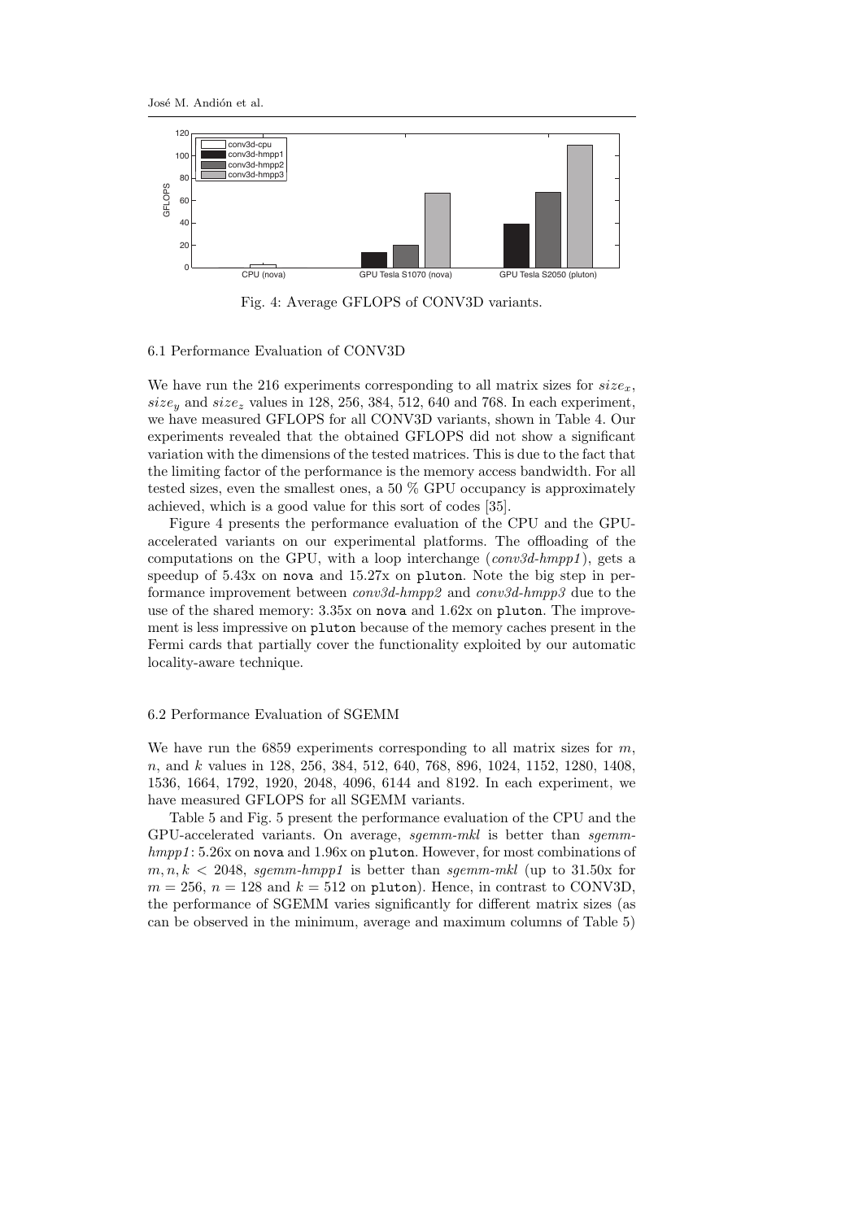Fig. 4: Average GFLOPS of CONV3D variants.

### 6.1 Performance Evaluation of CONV3D

We have run the 216 experiments corresponding to all matrix sizes for $size_x$, $size_y$ and $size_z$ values in 128, 256, 384, 512, 640 and 768. In each experiment, we have measured GFLOPS for all CONV3D variants, shown in Table 4. Our experiments revealed that the obtained GFLOPS did not show a significant variation with the dimensions of the tested matrices. This is due to the fact that the limiting factor of the performance is the memory access bandwidth. For all tested sizes, even the smallest ones, a 50 % GPU occupancy is approximately achieved, which is a good value for this sort of codes [35].

Figure 4 presents the performance evaluation of the CPU and the GPU-accelerated variants on our experimental platforms. The offloading of the computations on the GPU, with a loop interchange (*conv3d-hmpp1*), gets a speedup of 5.43x on `nova` and 15.27x on `pluton`. Note the big step in performance improvement between *conv3d-hmpp2* and *conv3d-hmpp3* due to the use of the shared memory: 3.35x on `nova` and 1.62x on `pluton`. The improvement is less impressive on `pluton` because of the memory caches present in the Fermi cards that partially cover the functionality exploited by our automatic locality-aware technique.

### 6.2 Performance Evaluation of SGEMM

We have run the 6859 experiments corresponding to all matrix sizes for $m$, $n$, and $k$ values in 128, 256, 384, 512, 640, 768, 896, 1024, 1152, 1280, 1408, 1536, 1664, 1792, 1920, 2048, 4096, 6144 and 8192. In each experiment, we have measured GFLOPS for all SGEMM variants.

Table 5 and Fig. 5 present the performance evaluation of the CPU and the GPU-accelerated variants. On average, *sgemm-mkl* is better than *sgemm-hmpp1*: 5.26x on `nova` and 1.96x on `pluton`. However, for most combinations of $m, n, k < 2048$, *sgemm-hmpp1* is better than *sgemm-mkl* (up to 31.50x for $m = 256$, $n = 128$ and $k = 512$ on `pluton`). Hence, in contrast to CONV3D, the performance of SGEMM varies significantly for different matrix sizes (as can be observed in the minimum, average and maximum columns of Table 5)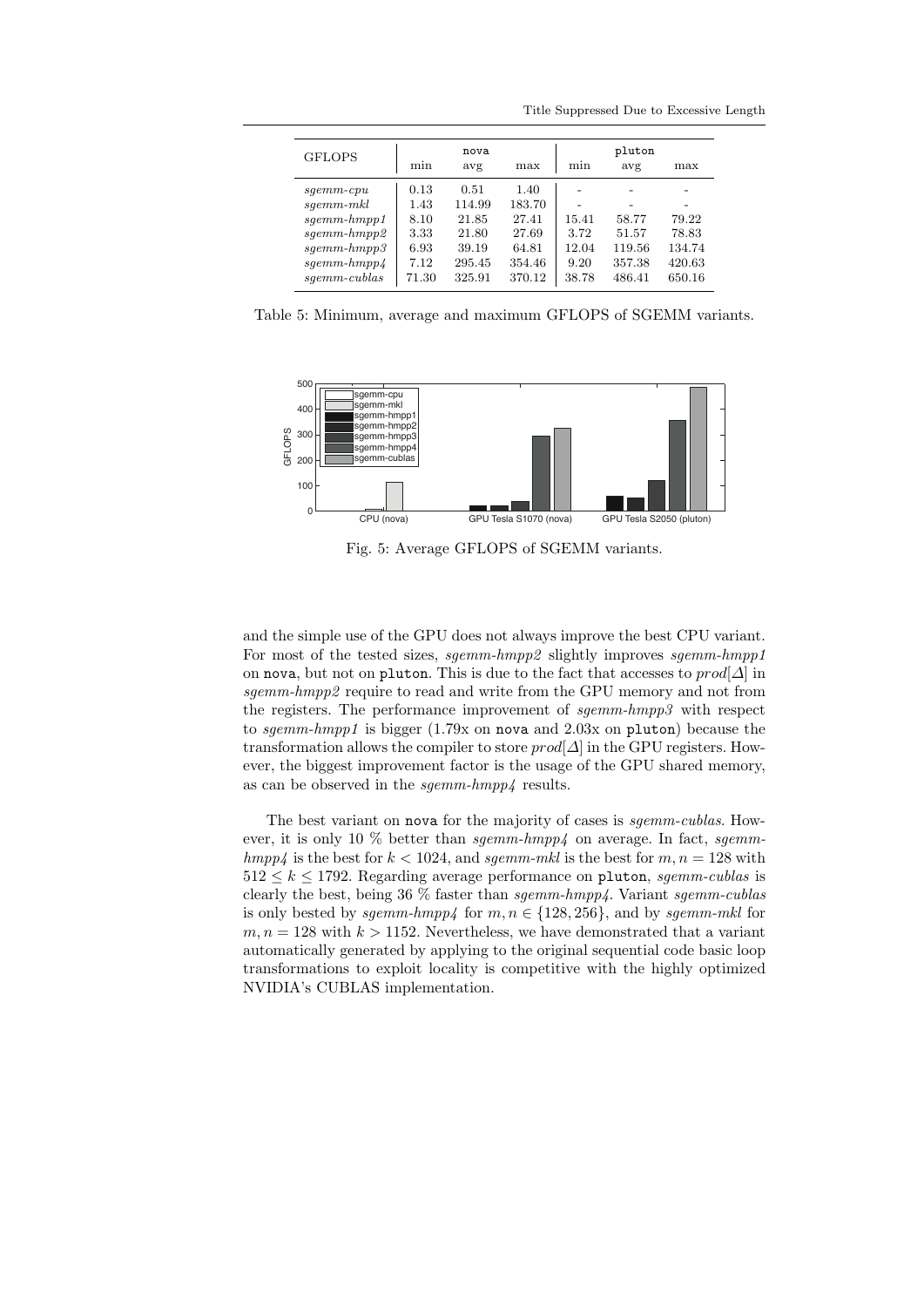| GFLOPS | nova | | | pluton | | |
|---|---|---|---|---|---|---|
| | min | avg | max | min | avg | max |
| *sgemm-cpu* | 0.13 | 0.51 | 1.40 | - | - | - |
| *sgemm-mkl* | 1.43 | 114.99 | 183.70 | - | - | - |
| *sgemm-hmpp1* | 8.10 | 21.85 | 27.41 | 15.41 | 58.77 | 79.22 |
| *sgemm-hmpp2* | 3.33 | 21.80 | 27.69 | 3.72 | 51.57 | 78.83 |
| *sgemm-hmpp3* | 6.93 | 39.19 | 64.81 | 12.04 | 119.56 | 134.74 |
| *sgemm-hmpp4* | 7.12 | 295.45 | 354.46 | 9.20 | 357.38 | 420.63 |
| *sgemm-cublas* | 71.30 | 325.91 | 370.12 | 38.78 | 486.41 | 650.16 |

Table 5: Minimum, average and maximum GFLOPS of SGEMM variants.

Fig. 5: Average GFLOPS of SGEMM variants.

and the simple use of the GPU does not always improve the best CPU variant. For most of the tested sizes, *sgemm-hmpp2* slightly improves *sgemm-hmpp1* on nova, but not on pluton. This is due to the fact that accesses to $prod[\Delta]$ in *sgemm-hmpp2* require to read and write from the GPU memory and not from the registers. The performance improvement of *sgemm-hmpp3* with respect to *sgemm-hmpp1* is bigger (1.79x on nova and 2.03x on pluton) because the transformation allows the compiler to store $prod[\Delta]$ in the GPU registers. However, the biggest improvement factor is the usage of the GPU shared memory, as can be observed in the *sgemm-hmpp4* results.

The best variant on nova for the majority of cases is *sgemm-cublas*. However, it is only 10 % better than *sgemm-hmpp4* on average. In fact, *sgemm-hmpp4* is the best for $k < 1024$, and *sgemm-mkl* is the best for $m, n = 128$ with $512 \leq k \leq 1792$. Regarding average performance on pluton, *sgemm-cublas* is clearly the best, being 36 % faster than *sgemm-hmpp4*. Variant *sgemm-cublas* is only bested by *sgemm-hmpp4* for $m, n \in \{128, 256\}$, and by *sgemm-mkl* for $m, n = 128$ with $k > 1152$. Nevertheless, we have demonstrated that a variant automatically generated by applying to the original sequential code basic loop transformations to exploit locality is competitive with the highly optimized NVIDIA's CUBLAS implementation.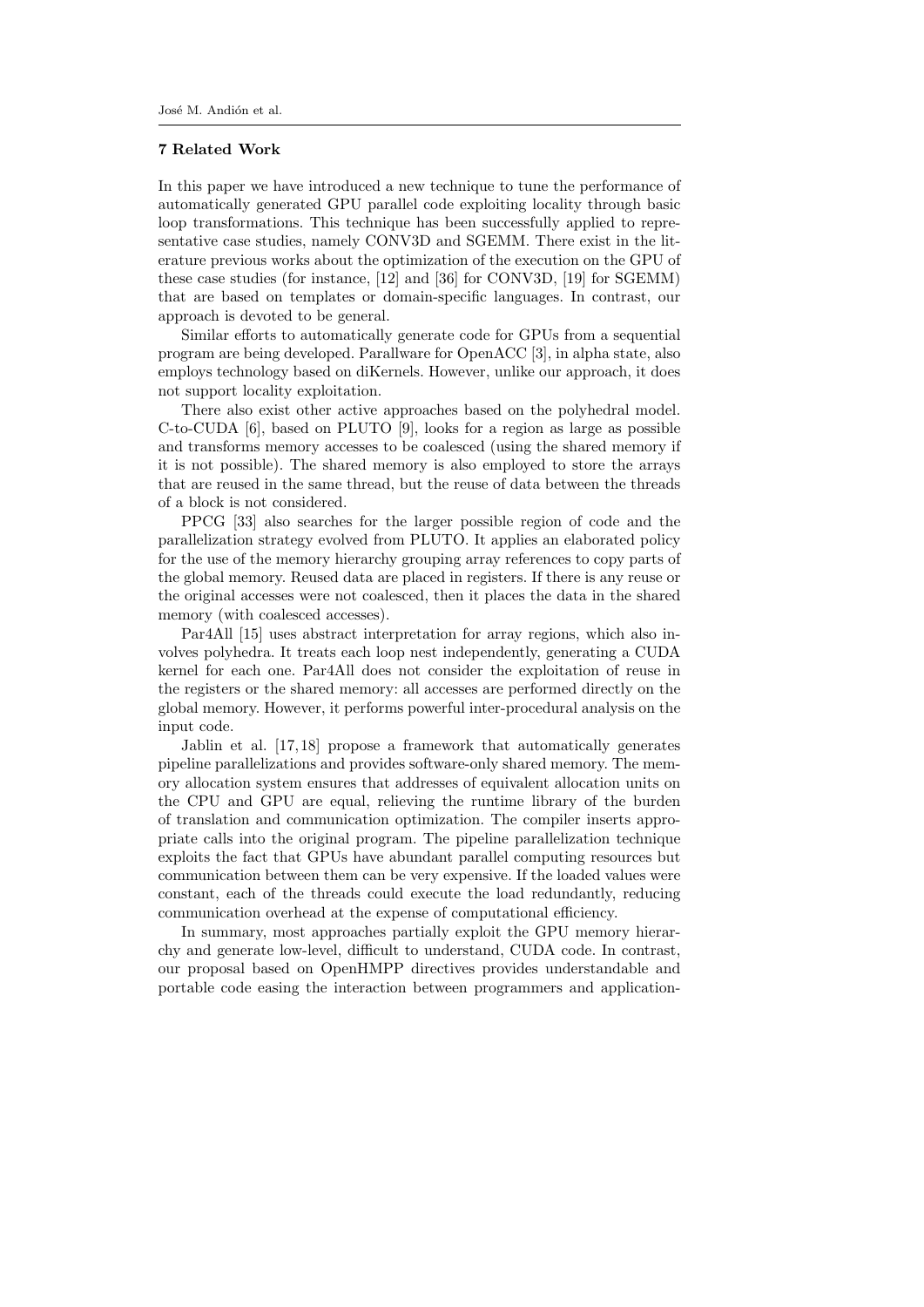## 7 Related Work

In this paper we have introduced a new technique to tune the performance of automatically generated GPU parallel code exploiting locality through basic loop transformations. This technique has been successfully applied to representative case studies, namely CONV3D and SGEMM. There exist in the literature previous works about the optimization of the execution on the GPU of these case studies (for instance, [12] and [36] for CONV3D, [19] for SGEMM) that are based on templates or domain-specific languages. In contrast, our approach is devoted to be general.

Similar efforts to automatically generate code for GPUs from a sequential program are being developed. Parallware for OpenACC [3], in alpha state, also employs technology based on diKernels. However, unlike our approach, it does not support locality exploitation.

There also exist other active approaches based on the polyhedral model. C-to-CUDA [6], based on PLUTO [9], looks for a region as large as possible and transforms memory accesses to be coalesced (using the shared memory if it is not possible). The shared memory is also employed to store the arrays that are reused in the same thread, but the reuse of data between the threads of a block is not considered.

PPCG [33] also searches for the larger possible region of code and the parallelization strategy evolved from PLUTO. It applies an elaborated policy for the use of the memory hierarchy grouping array references to copy parts of the global memory. Reused data are placed in registers. If there is any reuse or the original accesses were not coalesced, then it places the data in the shared memory (with coalesced accesses).

Par4All [15] uses abstract interpretation for array regions, which also involves polyhedra. It treats each loop nest independently, generating a CUDA kernel for each one. Par4All does not consider the exploitation of reuse in the registers or the shared memory: all accesses are performed directly on the global memory. However, it performs powerful inter-procedural analysis on the input code.

Jablin et al. [17,18] propose a framework that automatically generates pipeline parallelizations and provides software-only shared memory. The memory allocation system ensures that addresses of equivalent allocation units on the CPU and GPU are equal, relieving the runtime library of the burden of translation and communication optimization. The compiler inserts appropriate calls into the original program. The pipeline parallelization technique exploits the fact that GPUs have abundant parallel computing resources but communication between them can be very expensive. If the loaded values were constant, each of the threads could execute the load redundantly, reducing communication overhead at the expense of computational efficiency.

In summary, most approaches partially exploit the GPU memory hierarchy and generate low-level, difficult to understand, CUDA code. In contrast, our proposal based on OpenHMPP directives provides understandable and portable code easing the interaction between programmers and application-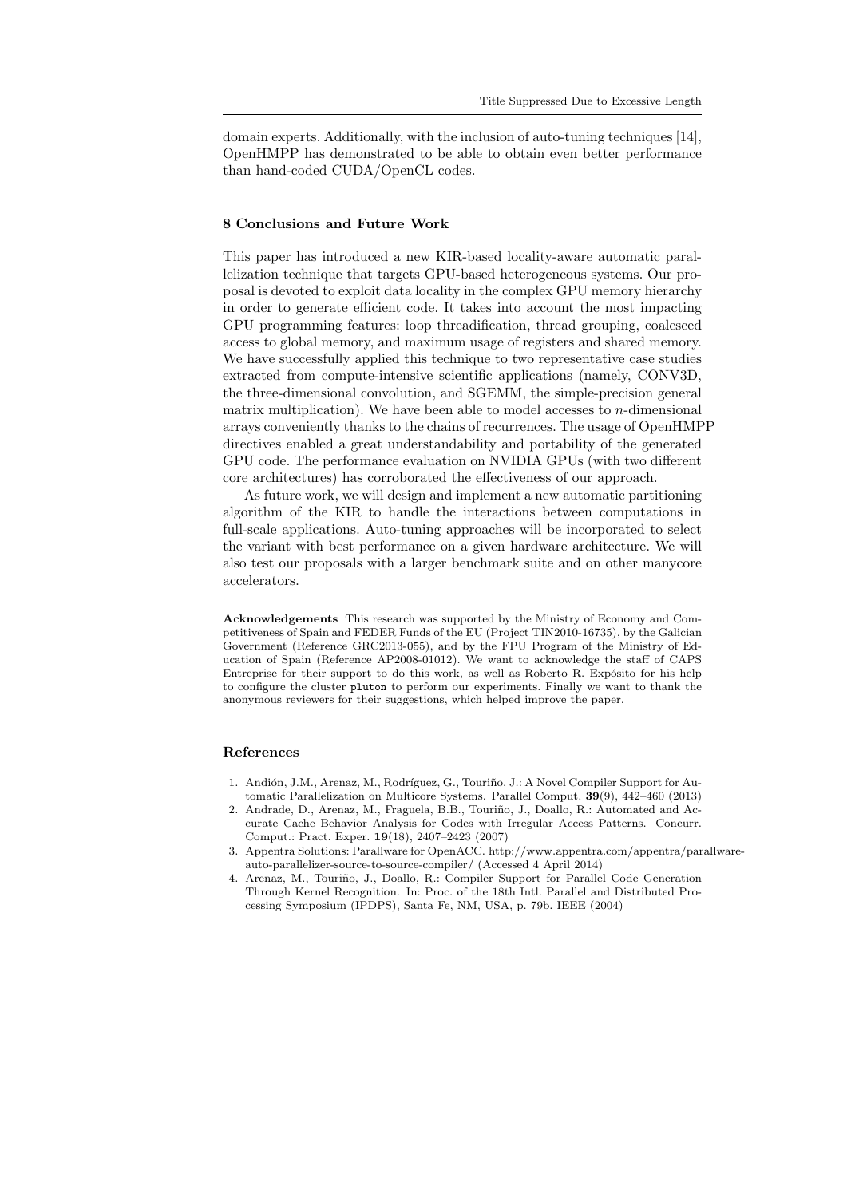domain experts. Additionally, with the inclusion of auto-tuning techniques [14], OpenHMPP has demonstrated to be able to obtain even better performance than hand-coded CUDA/OpenCL codes.

## 8 Conclusions and Future Work

This paper has introduced a new KIR-based locality-aware automatic parallelization technique that targets GPU-based heterogeneous systems. Our proposal is devoted to exploit data locality in the complex GPU memory hierarchy in order to generate efficient code. It takes into account the most impacting GPU programming features: loop threadification, thread grouping, coalesced access to global memory, and maximum usage of registers and shared memory. We have successfully applied this technique to two representative case studies extracted from compute-intensive scientific applications (namely, CONV3D, the three-dimensional convolution, and SGEMM, the simple-precision general matrix multiplication). We have been able to model accesses to $n$-dimensional arrays conveniently thanks to the chains of recurrences. The usage of OpenHMPP directives enabled a great understandability and portability of the generated GPU code. The performance evaluation on NVIDIA GPUs (with two different core architectures) has corroborated the effectiveness of our approach.

As future work, we will design and implement a new automatic partitioning algorithm of the KIR to handle the interactions between computations in full-scale applications. Auto-tuning approaches will be incorporated to select the variant with best performance on a given hardware architecture. We will also test our proposals with a larger benchmark suite and on other manycore accelerators.

**Acknowledgements** This research was supported by the Ministry of Economy and Competitiveness of Spain and FEDER Funds of the EU (Project TIN2010-16735), by the Galician Government (Reference GRC2013-055), and by the FPU Program of the Ministry of Education of Spain (Reference AP2008-01012). We want to acknowledge the staff of CAPS Entreprise for their support to do this work, as well as Roberto R. Expósito for his help to configure the cluster `pluton` to perform our experiments. Finally we want to thank the anonymous reviewers for their suggestions, which helped improve the paper.

## References

1. Andión, J.M., Arenaz, M., Rodríguez, G., Touriño, J.: A Novel Compiler Support for Automatic Parallelization on Multicore Systems. Parallel Comput. **39**(9), 442–460 (2013)
2. Andrade, D., Arenaz, M., Fraguela, B.B., Touriño, J., Doallo, R.: Automated and Accurate Cache Behavior Analysis for Codes with Irregular Access Patterns. Concurr. Comput.: Pract. Exper. **19**(18), 2407–2423 (2007)
3. Appentra Solutions: Parallware for OpenACC. http://www.appentra.com/appentra/parallware-auto-parallelizer-source-to-source-compiler/ (Accessed 4 April 2014)
4. Arenaz, M., Touriño, J., Doallo, R.: Compiler Support for Parallel Code Generation Through Kernel Recognition. In: Proc. of the 18th Intl. Parallel and Distributed Processing Symposium (IPDPS), Santa Fe, NM, USA, p. 79b. IEEE (2004)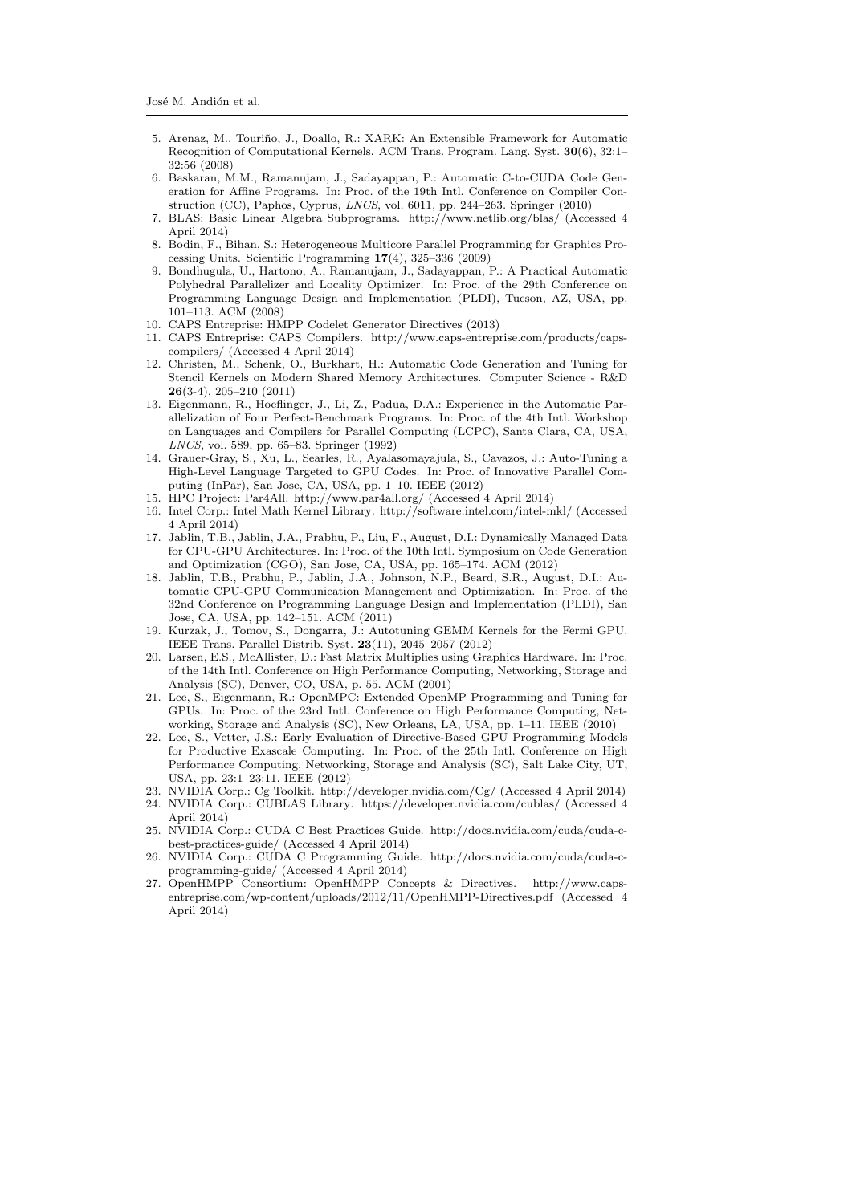5. Arenaz, M., Touriño, J., Doallo, R.: XARK: An Extensible Framework for Automatic Recognition of Computational Kernels. ACM Trans. Program. Lang. Syst. **30**(6), 32:1–32:56 (2008)
6. Baskaran, M.M., Ramanujam, J., Sadayappan, P.: Automatic C-to-CUDA Code Generation for Affine Programs. In: Proc. of the 19th Intl. Conference on Compiler Construction (CC), Paphos, Cyprus, *LNCS*, vol. 6011, pp. 244–263. Springer (2010)
7. BLAS: Basic Linear Algebra Subprograms. http://www.netlib.org/blas/ (Accessed 4 April 2014)
8. Bodin, F., Bihan, S.: Heterogeneous Multicore Parallel Programming for Graphics Processing Units. Scientific Programming **17**(4), 325–336 (2009)
9. Bondhugula, U., Hartono, A., Ramanujam, J., Sadayappan, P.: A Practical Automatic Polyhedral Parallelizer and Locality Optimizer. In: Proc. of the 29th Conference on Programming Language Design and Implementation (PLDI), Tucson, AZ, USA, pp. 101–113. ACM (2008)
10. CAPS Entreprise: HMPP Codelet Generator Directives (2013)
11. CAPS Entreprise: CAPS Compilers. http://www.caps-entreprise.com/products/caps-compilers/ (Accessed 4 April 2014)
12. Christen, M., Schenk, O., Burkhart, H.: Automatic Code Generation and Tuning for Stencil Kernels on Modern Shared Memory Architectures. Computer Science - R&D **26**(3-4), 205–210 (2011)
13. Eigenmann, R., Hoeflinger, J., Li, Z., Padua, D.A.: Experience in the Automatic Parallelization of Four Perfect-Benchmark Programs. In: Proc. of the 4th Intl. Workshop on Languages and Compilers for Parallel Computing (LCPC), Santa Clara, CA, USA, *LNCS*, vol. 589, pp. 65–83. Springer (1992)
14. Grauer-Gray, S., Xu, L., Searles, R., Ayalasomayajula, S., Cavazos, J.: Auto-Tuning a High-Level Language Targeted to GPU Codes. In: Proc. of Innovative Parallel Computing (InPar), San Jose, CA, USA, pp. 1–10. IEEE (2012)
15. HPC Project: Par4All. http://www.par4all.org/ (Accessed 4 April 2014)
16. Intel Corp.: Intel Math Kernel Library. http://software.intel.com/intel-mkl/ (Accessed 4 April 2014)
17. Jablin, T.B., Jablin, J.A., Prabhu, P., Liu, F., August, D.I.: Dynamically Managed Data for CPU-GPU Architectures. In: Proc. of the 10th Intl. Symposium on Code Generation and Optimization (CGO), San Jose, CA, USA, pp. 165–174. ACM (2012)
18. Jablin, T.B., Prabhu, P., Jablin, J.A., Johnson, N.P., Beard, S.R., August, D.I.: Automatic CPU-GPU Communication Management and Optimization. In: Proc. of the 32nd Conference on Programming Language Design and Implementation (PLDI), San Jose, CA, USA, pp. 142–151. ACM (2011)
19. Kurzak, J., Tomov, S., Dongarra, J.: Autotuning GEMM Kernels for the Fermi GPU. IEEE Trans. Parallel Distrib. Syst. **23**(11), 2045–2057 (2012)
20. Larsen, E.S., McAllister, D.: Fast Matrix Multiplies using Graphics Hardware. In: Proc. of the 14th Intl. Conference on High Performance Computing, Networking, Storage and Analysis (SC), Denver, CO, USA, p. 55. ACM (2001)
21. Lee, S., Eigenmann, R.: OpenMPC: Extended OpenMP Programming and Tuning for GPUs. In: Proc. of the 23rd Intl. Conference on High Performance Computing, Networking, Storage and Analysis (SC), New Orleans, LA, USA, pp. 1–11. IEEE (2010)
22. Lee, S., Vetter, J.S.: Early Evaluation of Directive-Based GPU Programming Models for Productive Exascale Computing. In: Proc. of the 25th Intl. Conference on High Performance Computing, Networking, Storage and Analysis (SC), Salt Lake City, UT, USA, pp. 23:1–23:11. IEEE (2012)
23. NVIDIA Corp.: Cg Toolkit. http://developer.nvidia.com/Cg/ (Accessed 4 April 2014)
24. NVIDIA Corp.: CUBLAS Library. https://developer.nvidia.com/cublas/ (Accessed 4 April 2014)
25. NVIDIA Corp.: CUDA C Best Practices Guide. http://docs.nvidia.com/cuda/cuda-c-best-practices-guide/ (Accessed 4 April 2014)
26. NVIDIA Corp.: CUDA C Programming Guide. http://docs.nvidia.com/cuda/cuda-c-programming-guide/ (Accessed 4 April 2014)
27. OpenHMPP Consortium: OpenHMPP Concepts & Directives. http://www.caps-entreprise.com/wp-content/uploads/2012/11/OpenHMPP-Directives.pdf (Accessed 4 April 2014)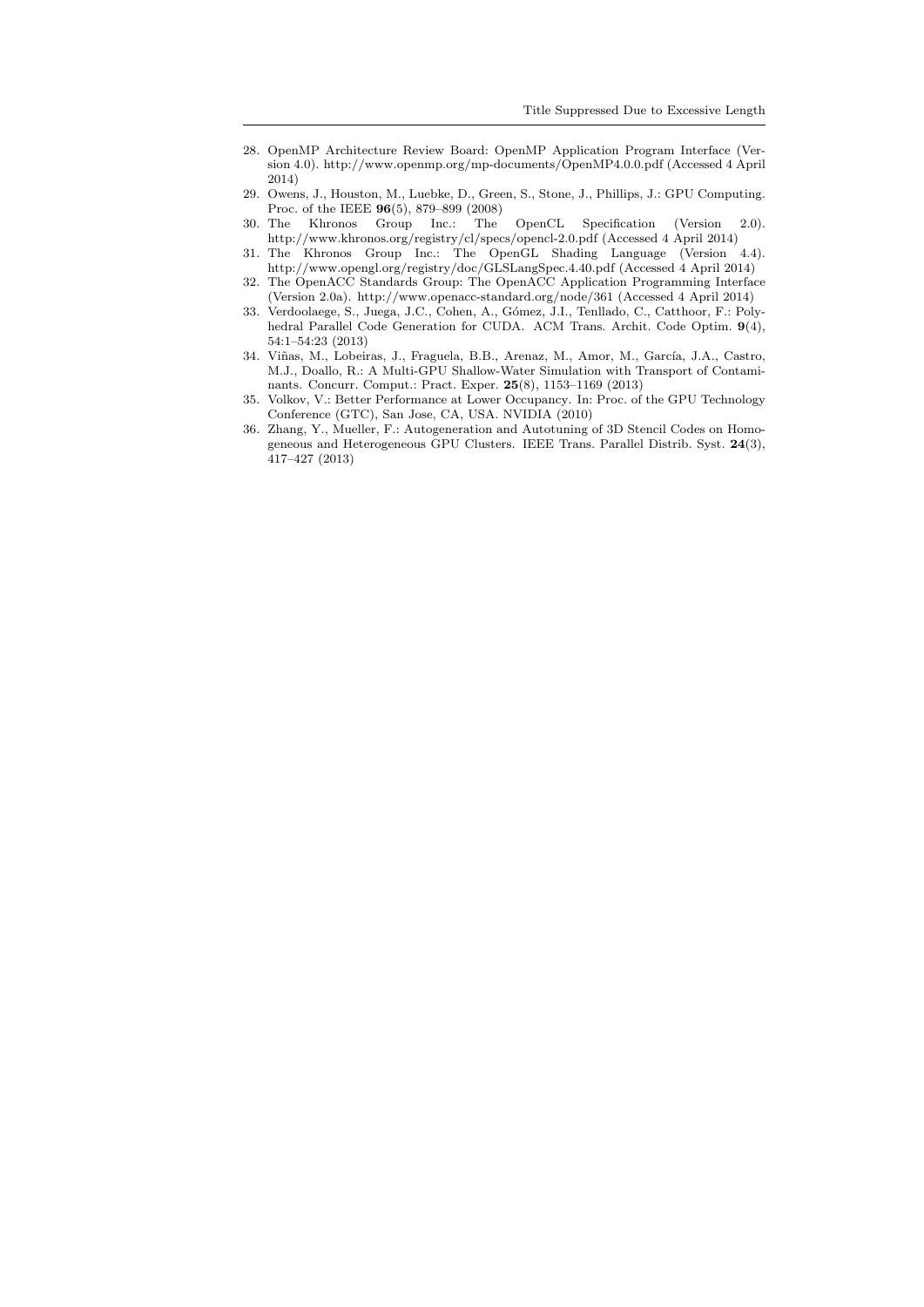28. OpenMP Architecture Review Board: OpenMP Application Program Interface (Version 4.0). http://www.openmp.org/mp-documents/OpenMP4.0.0.pdf (Accessed 4 April 2014)
29. Owens, J., Houston, M., Luebke, D., Green, S., Stone, J., Phillips, J.: GPU Computing. Proc. of the IEEE **96**(5), 879–899 (2008)
30. The Khronos Group Inc.: The OpenCL Specification (Version 2.0). http://www.khronos.org/registry/cl/specs/opencl-2.0.pdf (Accessed 4 April 2014)
31. The Khronos Group Inc.: The OpenGL Shading Language (Version 4.4). http://www.opengl.org/registry/doc/GLSLangSpec.4.40.pdf (Accessed 4 April 2014)
32. The OpenACC Standards Group: The OpenACC Application Programming Interface (Version 2.0a). http://www.openacc-standard.org/node/361 (Accessed 4 April 2014)
33. Verdoolaege, S., Juega, J.C., Cohen, A., Gómez, J.I., Tenllado, C., Catthoor, F.: Polyhedral Parallel Code Generation for CUDA. ACM Trans. Archit. Code Optim. **9**(4), 54:1–54:23 (2013)
34. Viñas, M., Lobeiras, J., Fraguela, B.B., Arenaz, M., Amor, M., García, J.A., Castro, M.J., Doallo, R.: A Multi-GPU Shallow-Water Simulation with Transport of Contaminants. Concurr. Comput.: Pract. Exper. **25**(8), 1153–1169 (2013)
35. Volkov, V.: Better Performance at Lower Occupancy. In: Proc. of the GPU Technology Conference (GTC), San Jose, CA, USA. NVIDIA (2010)
36. Zhang, Y., Mueller, F.: Autogeneration and Autotuning of 3D Stencil Codes on Homogeneous and Heterogeneous GPU Clusters. IEEE Trans. Parallel Distrib. Syst. **24**(3), 417–427 (2013)